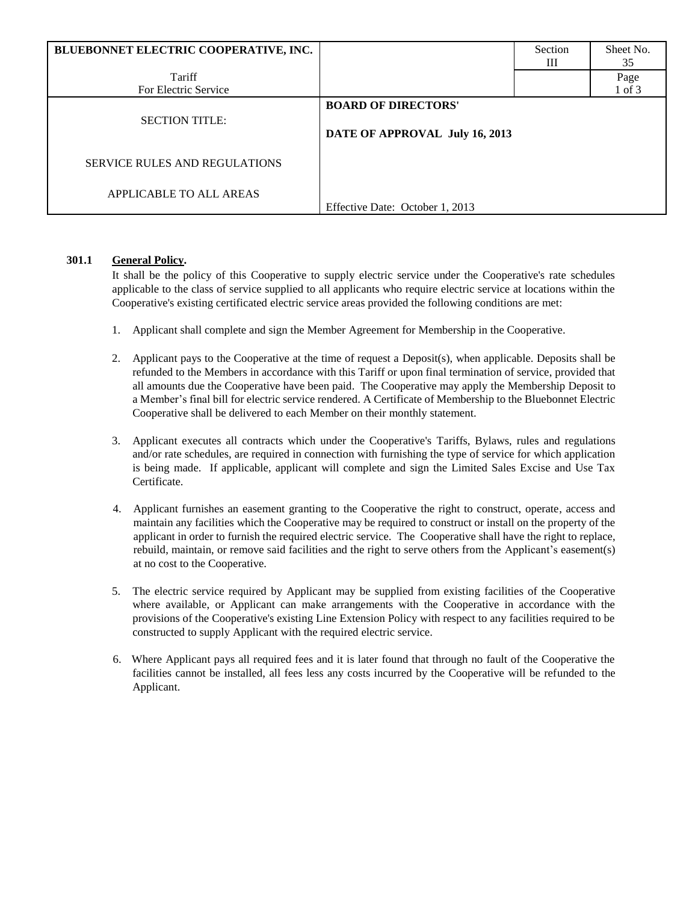| BLUEBONNET ELECTRIC COOPERATIVE, INC. | | Section III | Sheet No. 35 |
|---|---|---|---|
| Tariff For Electric Service | | | Page 1 of 3 |
| SECTION TITLE: SERVICE RULES AND REGULATIONS APPLICABLE TO ALL AREAS | **BOARD OF DIRECTORS' DATE OF APPROVAL July 16, 2013** Effective Date: October 1, 2013 | | |

**301.1 General Policy.**

It shall be the policy of this Cooperative to supply electric service under the Cooperative's rate schedules applicable to the class of service supplied to all applicants who require electric service at locations within the Cooperative's existing certificated electric service areas provided the following conditions are met:

1. Applicant shall complete and sign the Member Agreement for Membership in the Cooperative.

2. Applicant pays to the Cooperative at the time of request a Deposit(s), when applicable. Deposits shall be refunded to the Members in accordance with this Tariff or upon final termination of service, provided that all amounts due the Cooperative have been paid. The Cooperative may apply the Membership Deposit to a Member's final bill for electric service rendered. A Certificate of Membership to the Bluebonnet Electric Cooperative shall be delivered to each Member on their monthly statement.

3. Applicant executes all contracts which under the Cooperative's Tariffs, Bylaws, rules and regulations and/or rate schedules, are required in connection with furnishing the type of service for which application is being made. If applicable, applicant will complete and sign the Limited Sales Excise and Use Tax Certificate.

4. Applicant furnishes an easement granting to the Cooperative the right to construct, operate, access and maintain any facilities which the Cooperative may be required to construct or install on the property of the applicant in order to furnish the required electric service. The Cooperative shall have the right to replace, rebuild, maintain, or remove said facilities and the right to serve others from the Applicant's easement(s) at no cost to the Cooperative.

5. The electric service required by Applicant may be supplied from existing facilities of the Cooperative where available, or Applicant can make arrangements with the Cooperative in accordance with the provisions of the Cooperative's existing Line Extension Policy with respect to any facilities required to be constructed to supply Applicant with the required electric service.

6. Where Applicant pays all required fees and it is later found that through no fault of the Cooperative the facilities cannot be installed, all fees less any costs incurred by the Cooperative will be refunded to the Applicant.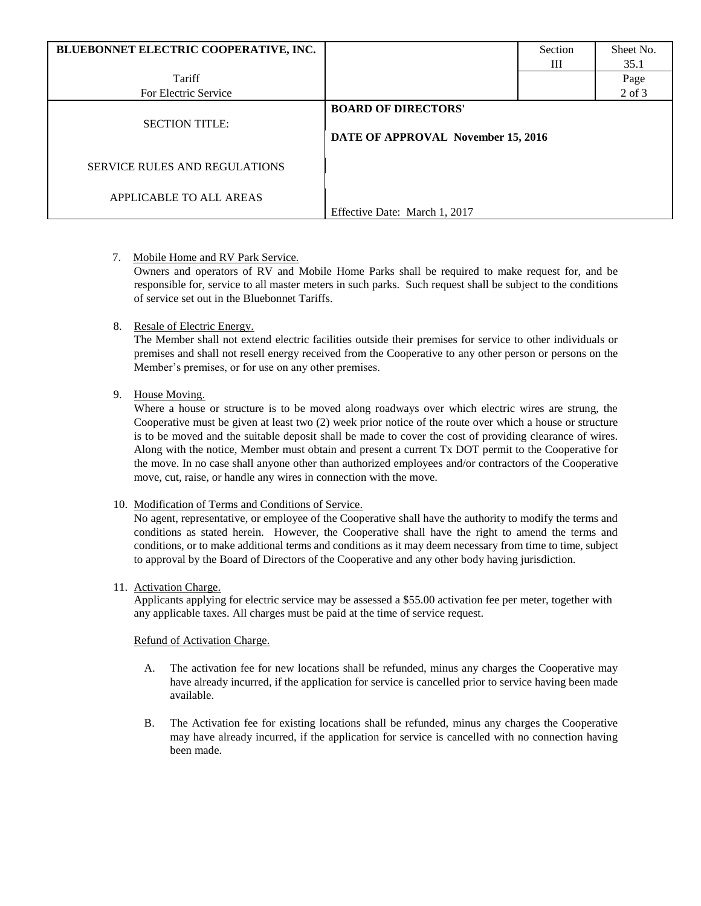| BLUEBONNET ELECTRIC COOPERATIVE, INC. | | Section III | Sheet No. 35.1 |
|---|---|---|---|
| Tariff For Electric Service | | | Page 2 of 3 |
| SECTION TITLE: SERVICE RULES AND REGULATIONS APPLICABLE TO ALL AREAS | **BOARD OF DIRECTORS' DATE OF APPROVAL November 15, 2016** Effective Date: March 1, 2017 | | |

7. Mobile Home and RV Park Service.
   Owners and operators of RV and Mobile Home Parks shall be required to make request for, and be responsible for, service to all master meters in such parks. Such request shall be subject to the conditions of service set out in the Bluebonnet Tariffs.

8. Resale of Electric Energy.
   The Member shall not extend electric facilities outside their premises for service to other individuals or premises and shall not resell energy received from the Cooperative to any other person or persons on the Member's premises, or for use on any other premises.

9. House Moving.
   Where a house or structure is to be moved along roadways over which electric wires are strung, the Cooperative must be given at least two (2) week prior notice of the route over which a house or structure is to be moved and the suitable deposit shall be made to cover the cost of providing clearance of wires. Along with the notice, Member must obtain and present a current Tx DOT permit to the Cooperative for the move. In no case shall anyone other than authorized employees and/or contractors of the Cooperative move, cut, raise, or handle any wires in connection with the move.

10. Modification of Terms and Conditions of Service.
    No agent, representative, or employee of the Cooperative shall have the authority to modify the terms and conditions as stated herein. However, the Cooperative shall have the right to amend the terms and conditions, or to make additional terms and conditions as it may deem necessary from time to time, subject to approval by the Board of Directors of the Cooperative and any other body having jurisdiction.

11. Activation Charge.
    Applicants applying for electric service may be assessed a $55.00 activation fee per meter, together with any applicable taxes. All charges must be paid at the time of service request.

    Refund of Activation Charge.

    A. The activation fee for new locations shall be refunded, minus any charges the Cooperative may have already incurred, if the application for service is cancelled prior to service having been made available.

    B. The Activation fee for existing locations shall be refunded, minus any charges the Cooperative may have already incurred, if the application for service is cancelled with no connection having been made.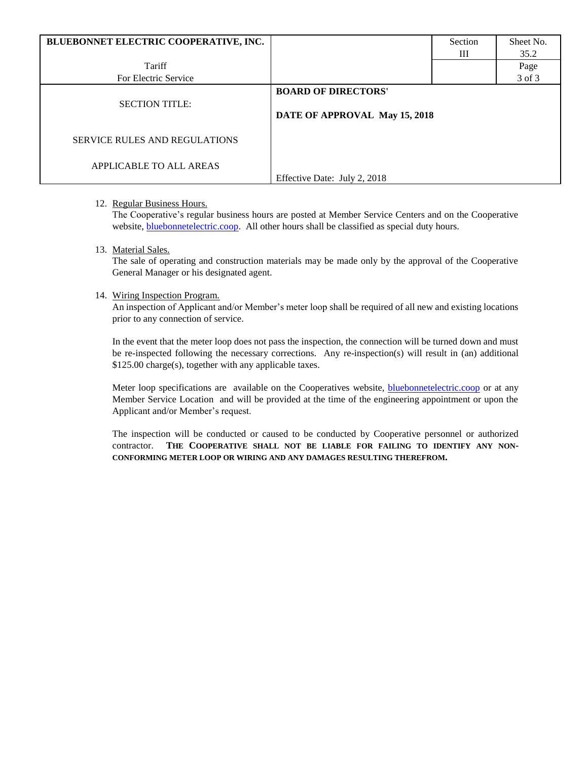12. Regular Business Hours.
    The Cooperative's regular business hours are posted at Member Service Centers and on the Cooperative website, bluebonnetelectric.coop. All other hours shall be classified as special duty hours.

13. Material Sales.
    The sale of operating and construction materials may be made only by the approval of the Cooperative General Manager or his designated agent.

14. Wiring Inspection Program.
    An inspection of Applicant and/or Member's meter loop shall be required of all new and existing locations prior to any connection of service.

    In the event that the meter loop does not pass the inspection, the connection will be turned down and must be re-inspected following the necessary corrections. Any re-inspection(s) will result in (an) additional $125.00 charge(s), together with any applicable taxes.

    Meter loop specifications are available on the Cooperatives website, bluebonnetelectric.coop or at any Member Service Location and will be provided at the time of the engineering appointment or upon the Applicant and/or Member's request.

    The inspection will be conducted or caused to be conducted by Cooperative personnel or authorized contractor. **THE COOPERATIVE SHALL NOT BE LIABLE FOR FAILING TO IDENTIFY ANY NON-CONFORMING METER LOOP OR WIRING AND ANY DAMAGES RESULTING THEREFROM.**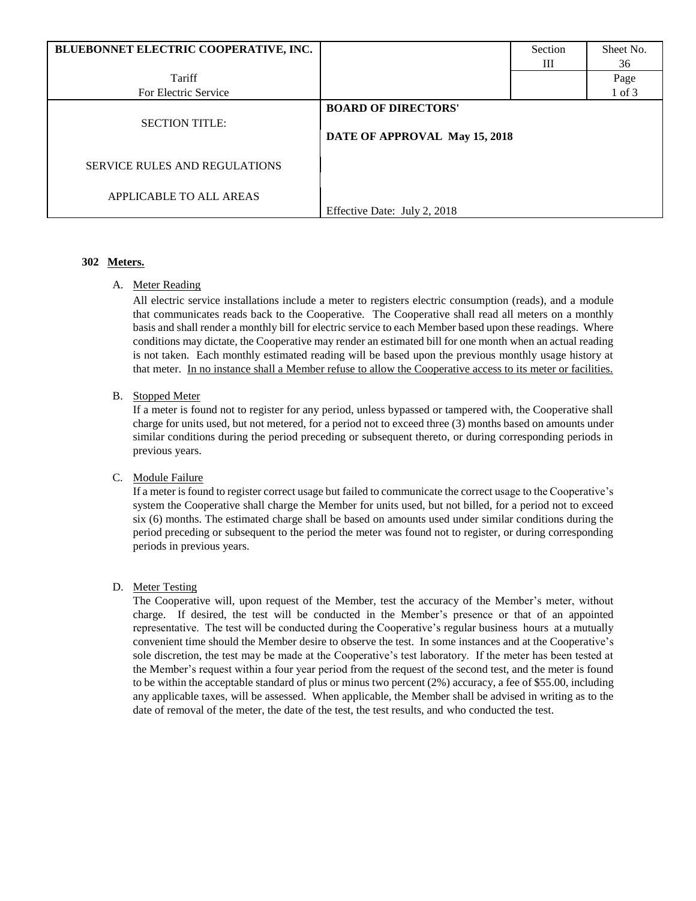| BLUEBONNET ELECTRIC COOPERATIVE, INC. | | Section III | Sheet No. 36 |
|---|---|---|---|
| Tariff For Electric Service | | | Page 1 of 3 |
| SECTION TITLE: | **BOARD OF DIRECTORS'** **DATE OF APPROVAL May 15, 2018** | | |
| SERVICE RULES AND REGULATIONS APPLICABLE TO ALL AREAS | Effective Date: July 2, 2018 | | |

**302 Meters.**

A. Meter Reading

All electric service installations include a meter to registers electric consumption (reads), and a module that communicates reads back to the Cooperative. The Cooperative shall read all meters on a monthly basis and shall render a monthly bill for electric service to each Member based upon these readings. Where conditions may dictate, the Cooperative may render an estimated bill for one month when an actual reading is not taken. Each monthly estimated reading will be based upon the previous monthly usage history at that meter. In no instance shall a Member refuse to allow the Cooperative access to its meter or facilities.

B. Stopped Meter

If a meter is found not to register for any period, unless bypassed or tampered with, the Cooperative shall charge for units used, but not metered, for a period not to exceed three (3) months based on amounts under similar conditions during the period preceding or subsequent thereto, or during corresponding periods in previous years.

C. Module Failure

If a meter is found to register correct usage but failed to communicate the correct usage to the Cooperative's system the Cooperative shall charge the Member for units used, but not billed, for a period not to exceed six (6) months. The estimated charge shall be based on amounts used under similar conditions during the period preceding or subsequent to the period the meter was found not to register, or during corresponding periods in previous years.

D. Meter Testing

The Cooperative will, upon request of the Member, test the accuracy of the Member's meter, without charge. If desired, the test will be conducted in the Member's presence or that of an appointed representative. The test will be conducted during the Cooperative's regular business hours at a mutually convenient time should the Member desire to observe the test. In some instances and at the Cooperative's sole discretion, the test may be made at the Cooperative's test laboratory. If the meter has been tested at the Member's request within a four year period from the request of the second test, and the meter is found to be within the acceptable standard of plus or minus two percent (2%) accuracy, a fee of $55.00, including any applicable taxes, will be assessed. When applicable, the Member shall be advised in writing as to the date of removal of the meter, the date of the test, the test results, and who conducted the test.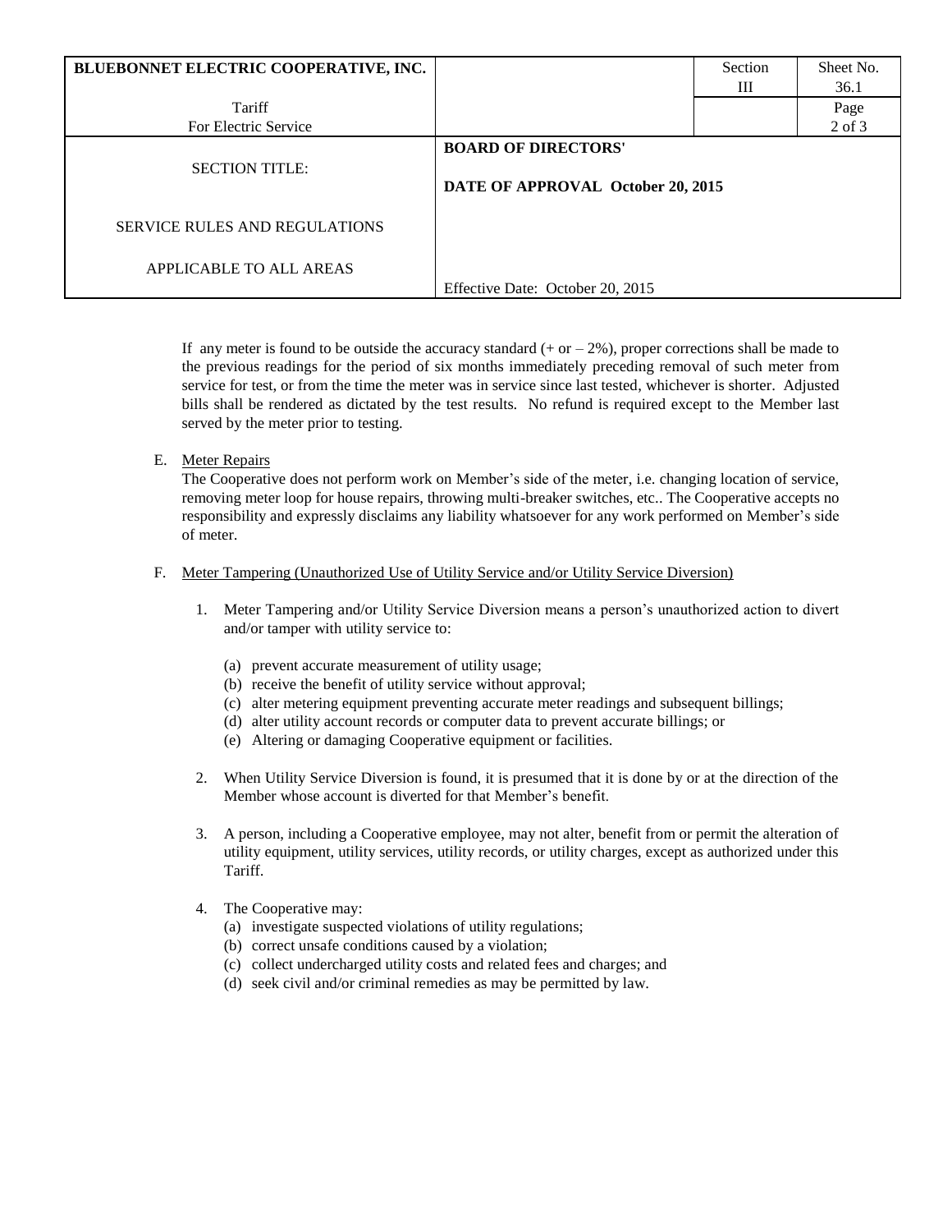| BLUEBONNET ELECTRIC COOPERATIVE, INC. | | Section III | Sheet No. 36.1 |
|---|---|---|---|
| Tariff For Electric Service | | | Page 2 of 3 |
| SECTION TITLE: SERVICE RULES AND REGULATIONS APPLICABLE TO ALL AREAS | **BOARD OF DIRECTORS' DATE OF APPROVAL October 20, 2015** Effective Date: October 20, 2015 | | |

If any meter is found to be outside the accuracy standard (+ or – 2%), proper corrections shall be made to the previous readings for the period of six months immediately preceding removal of such meter from service for test, or from the time the meter was in service since last tested, whichever is shorter. Adjusted bills shall be rendered as dictated by the test results. No refund is required except to the Member last served by the meter prior to testing.

E. Meter Repairs

The Cooperative does not perform work on Member's side of the meter, i.e. changing location of service, removing meter loop for house repairs, throwing multi-breaker switches, etc.. The Cooperative accepts no responsibility and expressly disclaims any liability whatsoever for any work performed on Member's side of meter.

F. Meter Tampering (Unauthorized Use of Utility Service and/or Utility Service Diversion)

1. Meter Tampering and/or Utility Service Diversion means a person's unauthorized action to divert and/or tamper with utility service to:

   (a) prevent accurate measurement of utility usage;
   (b) receive the benefit of utility service without approval;
   (c) alter metering equipment preventing accurate meter readings and subsequent billings;
   (d) alter utility account records or computer data to prevent accurate billings; or
   (e) Altering or damaging Cooperative equipment or facilities.

2. When Utility Service Diversion is found, it is presumed that it is done by or at the direction of the Member whose account is diverted for that Member's benefit.

3. A person, including a Cooperative employee, may not alter, benefit from or permit the alteration of utility equipment, utility services, utility records, or utility charges, except as authorized under this Tariff.

4. The Cooperative may:
   (a) investigate suspected violations of utility regulations;
   (b) correct unsafe conditions caused by a violation;
   (c) collect undercharged utility costs and related fees and charges; and
   (d) seek civil and/or criminal remedies as may be permitted by law.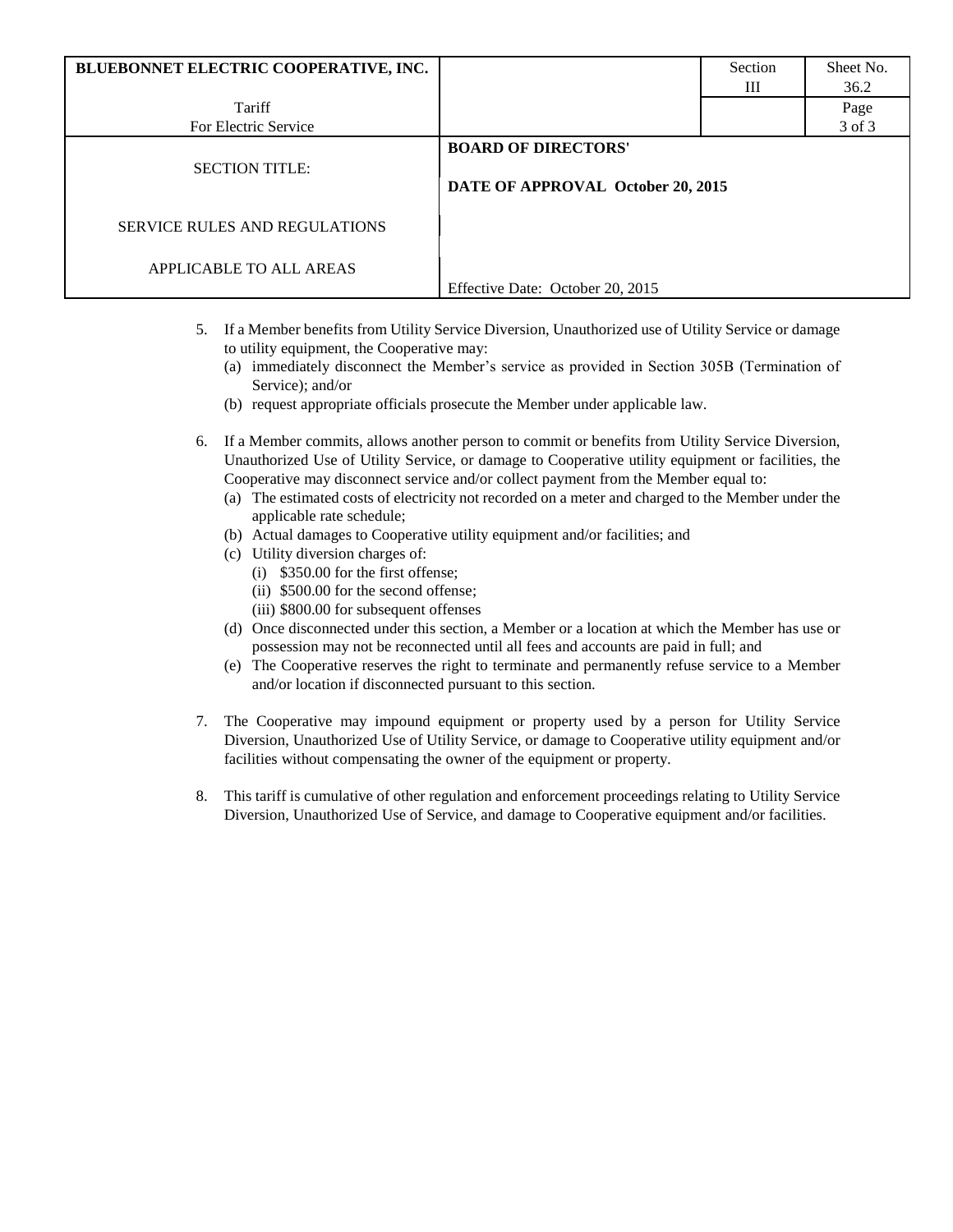5. If a Member benefits from Utility Service Diversion, Unauthorized use of Utility Service or damage to utility equipment, the Cooperative may:
   (a) immediately disconnect the Member's service as provided in Section 305B (Termination of Service); and/or
   (b) request appropriate officials prosecute the Member under applicable law.

6. If a Member commits, allows another person to commit or benefits from Utility Service Diversion, Unauthorized Use of Utility Service, or damage to Cooperative utility equipment or facilities, the Cooperative may disconnect service and/or collect payment from the Member equal to:
   (a) The estimated costs of electricity not recorded on a meter and charged to the Member under the applicable rate schedule;
   (b) Actual damages to Cooperative utility equipment and/or facilities; and
   (c) Utility diversion charges of:
      (i) $350.00 for the first offense;
      (ii) $500.00 for the second offense;
      (iii) $800.00 for subsequent offenses
   (d) Once disconnected under this section, a Member or a location at which the Member has use or possession may not be reconnected until all fees and accounts are paid in full; and
   (e) The Cooperative reserves the right to terminate and permanently refuse service to a Member and/or location if disconnected pursuant to this section.

7. The Cooperative may impound equipment or property used by a person for Utility Service Diversion, Unauthorized Use of Utility Service, or damage to Cooperative utility equipment and/or facilities without compensating the owner of the equipment or property.

8. This tariff is cumulative of other regulation and enforcement proceedings relating to Utility Service Diversion, Unauthorized Use of Service, and damage to Cooperative equipment and/or facilities.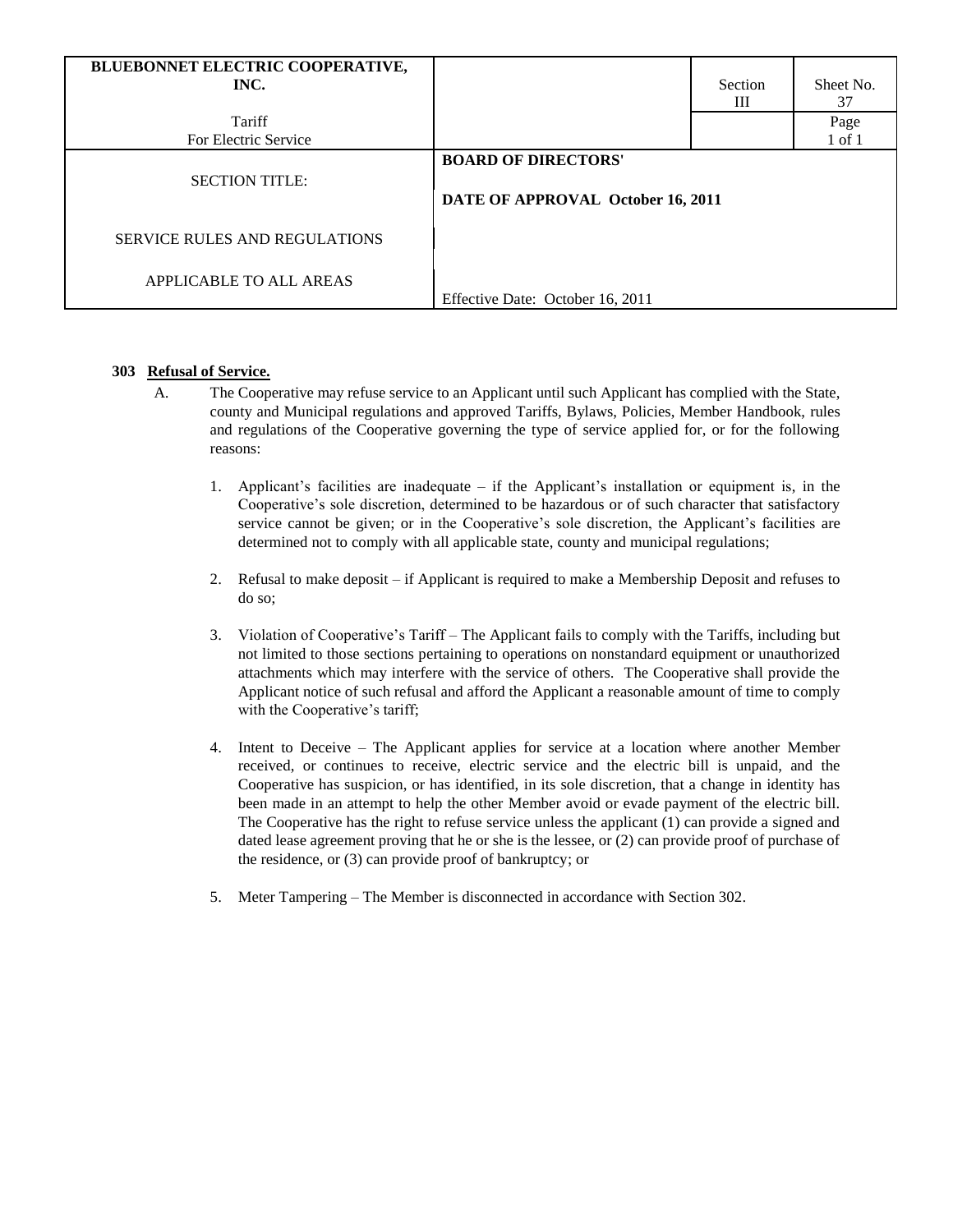| BLUEBONNET ELECTRIC COOPERATIVE, INC. | | Section III | Sheet No. 37 |
|---|---|---|---|
| Tariff For Electric Service | | | Page 1 of 1 |
| SECTION TITLE: SERVICE RULES AND REGULATIONS APPLICABLE TO ALL AREAS | **BOARD OF DIRECTORS' DATE OF APPROVAL October 16, 2011** Effective Date: October 16, 2011 | | |

**303 Refusal of Service.**

A. The Cooperative may refuse service to an Applicant until such Applicant has complied with the State, county and Municipal regulations and approved Tariffs, Bylaws, Policies, Member Handbook, rules and regulations of the Cooperative governing the type of service applied for, or for the following reasons:

1. Applicant's facilities are inadequate – if the Applicant's installation or equipment is, in the Cooperative's sole discretion, determined to be hazardous or of such character that satisfactory service cannot be given; or in the Cooperative's sole discretion, the Applicant's facilities are determined not to comply with all applicable state, county and municipal regulations;

2. Refusal to make deposit – if Applicant is required to make a Membership Deposit and refuses to do so;

3. Violation of Cooperative's Tariff – The Applicant fails to comply with the Tariffs, including but not limited to those sections pertaining to operations on nonstandard equipment or unauthorized attachments which may interfere with the service of others. The Cooperative shall provide the Applicant notice of such refusal and afford the Applicant a reasonable amount of time to comply with the Cooperative's tariff;

4. Intent to Deceive – The Applicant applies for service at a location where another Member received, or continues to receive, electric service and the electric bill is unpaid, and the Cooperative has suspicion, or has identified, in its sole discretion, that a change in identity has been made in an attempt to help the other Member avoid or evade payment of the electric bill. The Cooperative has the right to refuse service unless the applicant (1) can provide a signed and dated lease agreement proving that he or she is the lessee, or (2) can provide proof of purchase of the residence, or (3) can provide proof of bankruptcy; or

5. Meter Tampering – The Member is disconnected in accordance with Section 302.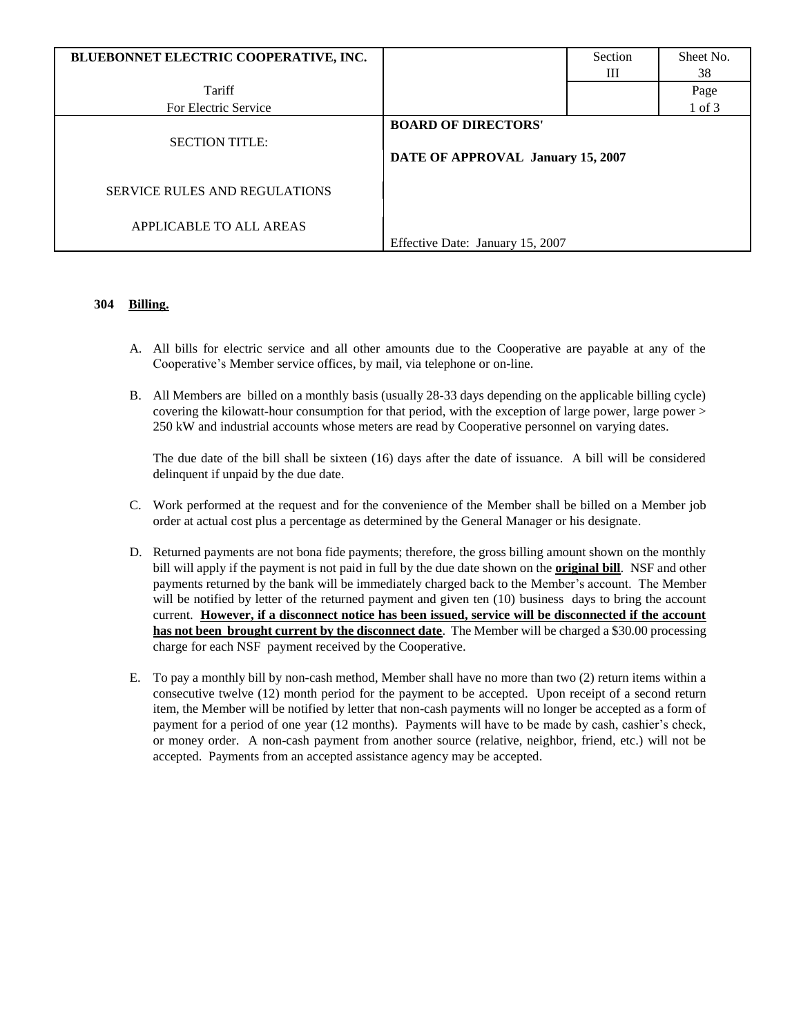| BLUEBONNET ELECTRIC COOPERATIVE, INC. | | Section III | Sheet No. 38 |
|---|---|---|---|
| Tariff For Electric Service | | | Page 1 of 3 |
| SECTION TITLE: SERVICE RULES AND REGULATIONS APPLICABLE TO ALL AREAS | **BOARD OF DIRECTORS' DATE OF APPROVAL January 15, 2007** Effective Date: January 15, 2007 | | |

**304 Billing.**

A. All bills for electric service and all other amounts due to the Cooperative are payable at any of the Cooperative's Member service offices, by mail, via telephone or on-line.

B. All Members are billed on a monthly basis (usually 28-33 days depending on the applicable billing cycle) covering the kilowatt-hour consumption for that period, with the exception of large power, large power > 250 kW and industrial accounts whose meters are read by Cooperative personnel on varying dates.

The due date of the bill shall be sixteen (16) days after the date of issuance. A bill will be considered delinquent if unpaid by the due date.

C. Work performed at the request and for the convenience of the Member shall be billed on a Member job order at actual cost plus a percentage as determined by the General Manager or his designate.

D. Returned payments are not bona fide payments; therefore, the gross billing amount shown on the monthly bill will apply if the payment is not paid in full by the due date shown on the **original bill**. NSF and other payments returned by the bank will be immediately charged back to the Member's account. The Member will be notified by letter of the returned payment and given ten (10) business days to bring the account current. **However, if a disconnect notice has been issued, service will be disconnected if the account has not been brought current by the disconnect date**. The Member will be charged a $30.00 processing charge for each NSF payment received by the Cooperative.

E. To pay a monthly bill by non-cash method, Member shall have no more than two (2) return items within a consecutive twelve (12) month period for the payment to be accepted. Upon receipt of a second return item, the Member will be notified by letter that non-cash payments will no longer be accepted as a form of payment for a period of one year (12 months). Payments will have to be made by cash, cashier's check, or money order. A non-cash payment from another source (relative, neighbor, friend, etc.) will not be accepted. Payments from an accepted assistance agency may be accepted.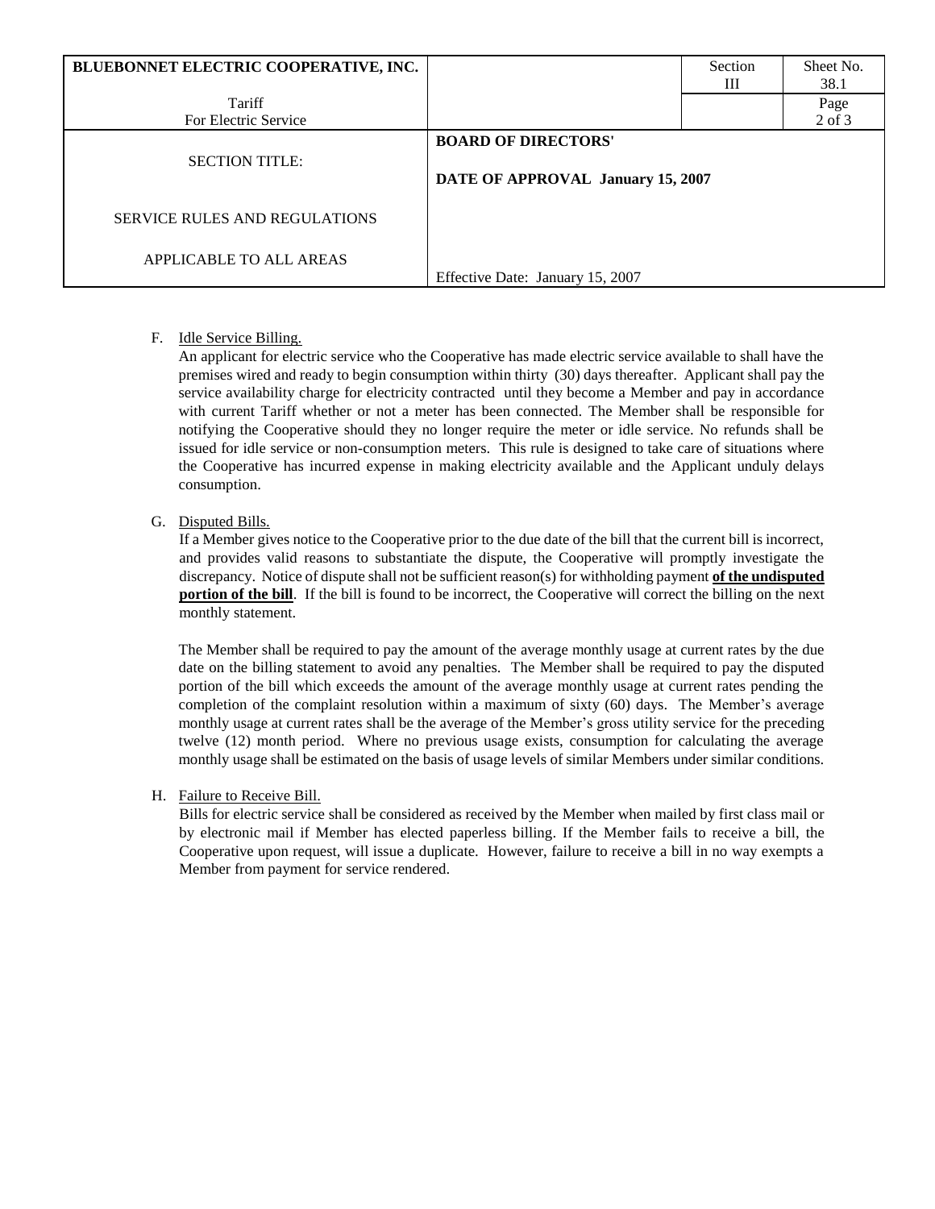| BLUEBONNET ELECTRIC COOPERATIVE, INC. | | Section III | Sheet No. 38.1 |
|---|---|---|---|
| Tariff<br>For Electric Service | | | Page<br>2 of 3 |
| SECTION TITLE:<br><br>SERVICE RULES AND REGULATIONS<br><br>APPLICABLE TO ALL AREAS | **BOARD OF DIRECTORS'**<br><br>**DATE OF APPROVAL January 15, 2007**<br><br>Effective Date: January 15, 2007 | | |

F. Idle Service Billing.

An applicant for electric service who the Cooperative has made electric service available to shall have the premises wired and ready to begin consumption within thirty (30) days thereafter. Applicant shall pay the service availability charge for electricity contracted until they become a Member and pay in accordance with current Tariff whether or not a meter has been connected. The Member shall be responsible for notifying the Cooperative should they no longer require the meter or idle service. No refunds shall be issued for idle service or non-consumption meters. This rule is designed to take care of situations where the Cooperative has incurred expense in making electricity available and the Applicant unduly delays consumption.

G. Disputed Bills.

If a Member gives notice to the Cooperative prior to the due date of the bill that the current bill is incorrect, and provides valid reasons to substantiate the dispute, the Cooperative will promptly investigate the discrepancy. Notice of dispute shall not be sufficient reason(s) for withholding payment **of the undisputed portion of the bill**. If the bill is found to be incorrect, the Cooperative will correct the billing on the next monthly statement.

The Member shall be required to pay the amount of the average monthly usage at current rates by the due date on the billing statement to avoid any penalties. The Member shall be required to pay the disputed portion of the bill which exceeds the amount of the average monthly usage at current rates pending the completion of the complaint resolution within a maximum of sixty (60) days. The Member's average monthly usage at current rates shall be the average of the Member's gross utility service for the preceding twelve (12) month period. Where no previous usage exists, consumption for calculating the average monthly usage shall be estimated on the basis of usage levels of similar Members under similar conditions.

H. Failure to Receive Bill.

Bills for electric service shall be considered as received by the Member when mailed by first class mail or by electronic mail if Member has elected paperless billing. If the Member fails to receive a bill, the Cooperative upon request, will issue a duplicate. However, failure to receive a bill in no way exempts a Member from payment for service rendered.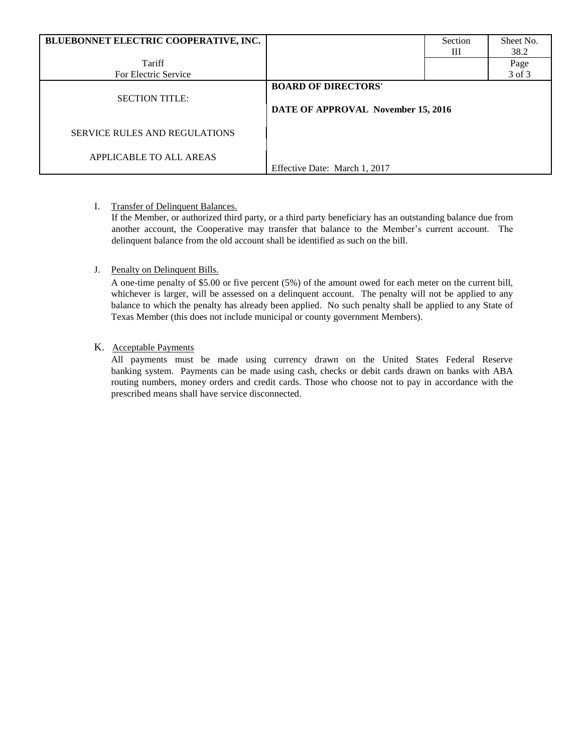| BLUEBONNET ELECTRIC COOPERATIVE, INC. | | Section III | Sheet No. 38.2 |
|---|---|---|---|
| Tariff For Electric Service | | | Page 3 of 3 |
| SECTION TITLE: | **BOARD OF DIRECTORS'** | | |
| SERVICE RULES AND REGULATIONS | **DATE OF APPROVAL November 15, 2016** | | |
| APPLICABLE TO ALL AREAS | Effective Date: March 1, 2017 | | |

I. Transfer of Delinquent Balances.
If the Member, or authorized third party, or a third party beneficiary has an outstanding balance due from another account, the Cooperative may transfer that balance to the Member's current account. The delinquent balance from the old account shall be identified as such on the bill.

J. Penalty on Delinquent Bills.
A one-time penalty of $5.00 or five percent (5%) of the amount owed for each meter on the current bill, whichever is larger, will be assessed on a delinquent account. The penalty will not be applied to any balance to which the penalty has already been applied. No such penalty shall be applied to any State of Texas Member (this does not include municipal or county government Members).

K. Acceptable Payments
All payments must be made using currency drawn on the United States Federal Reserve banking system. Payments can be made using cash, checks or debit cards drawn on banks with ABA routing numbers, money orders and credit cards. Those who choose not to pay in accordance with the prescribed means shall have service disconnected.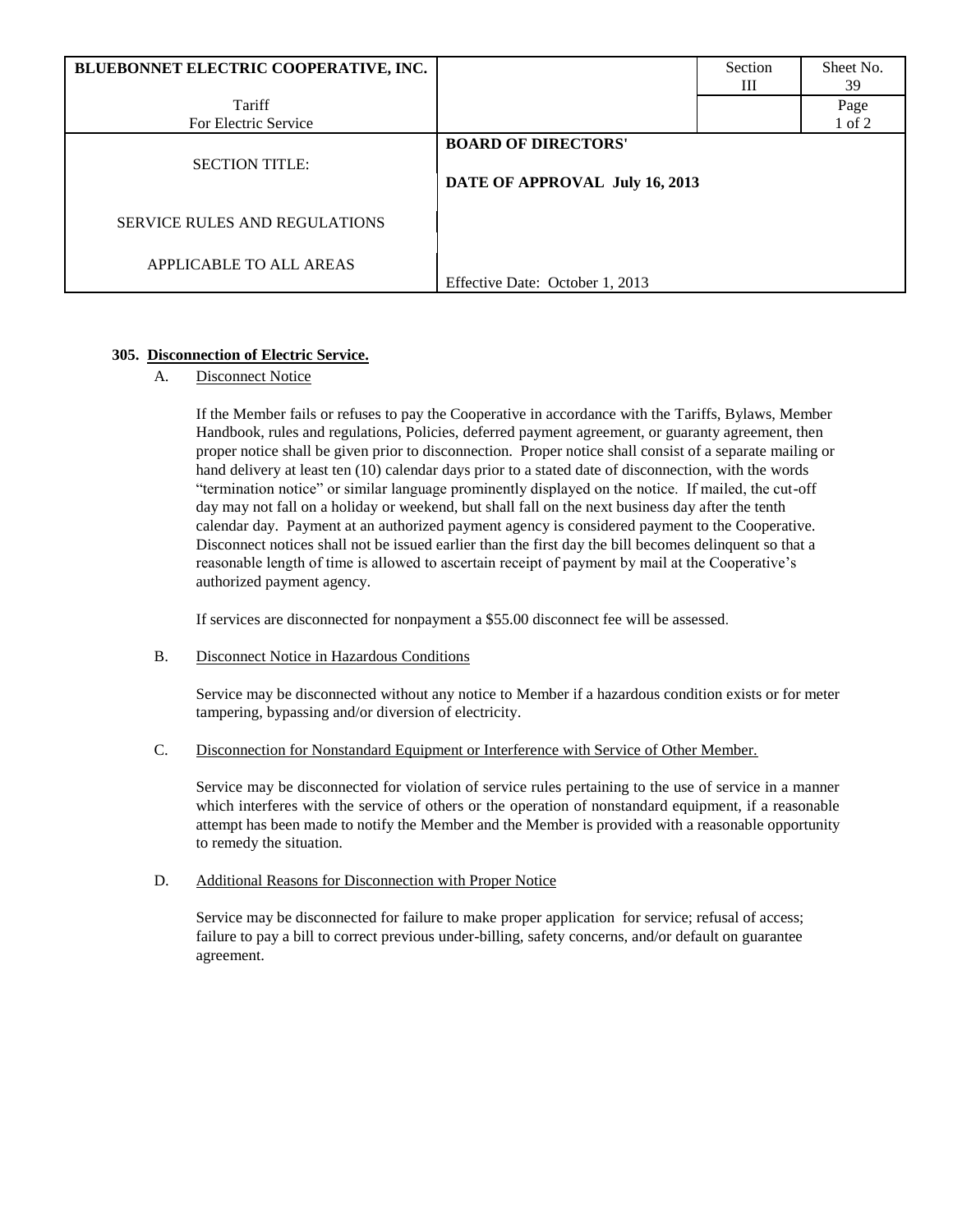### 305. Disconnection of Electric Service.

A. Disconnect Notice

If the Member fails or refuses to pay the Cooperative in accordance with the Tariffs, Bylaws, Member Handbook, rules and regulations, Policies, deferred payment agreement, or guaranty agreement, then proper notice shall be given prior to disconnection. Proper notice shall consist of a separate mailing or hand delivery at least ten (10) calendar days prior to a stated date of disconnection, with the words "termination notice" or similar language prominently displayed on the notice. If mailed, the cut-off day may not fall on a holiday or weekend, but shall fall on the next business day after the tenth calendar day. Payment at an authorized payment agency is considered payment to the Cooperative. Disconnect notices shall not be issued earlier than the first day the bill becomes delinquent so that a reasonable length of time is allowed to ascertain receipt of payment by mail at the Cooperative's authorized payment agency.

If services are disconnected for nonpayment a $55.00 disconnect fee will be assessed.

B. Disconnect Notice in Hazardous Conditions

Service may be disconnected without any notice to Member if a hazardous condition exists or for meter tampering, bypassing and/or diversion of electricity.

C. Disconnection for Nonstandard Equipment or Interference with Service of Other Member.

Service may be disconnected for violation of service rules pertaining to the use of service in a manner which interferes with the service of others or the operation of nonstandard equipment, if a reasonable attempt has been made to notify the Member and the Member is provided with a reasonable opportunity to remedy the situation.

D. Additional Reasons for Disconnection with Proper Notice

Service may be disconnected for failure to make proper application for service; refusal of access; failure to pay a bill to correct previous under-billing, safety concerns, and/or default on guarantee agreement.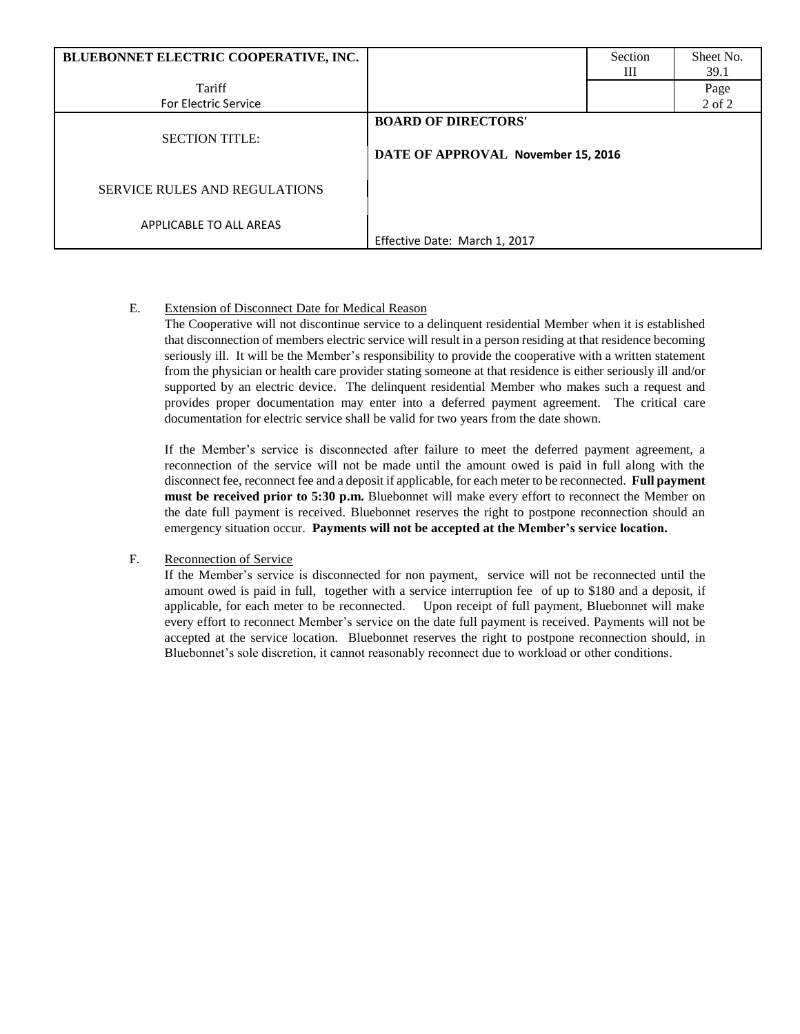E. Extension of Disconnect Date for Medical Reason

The Cooperative will not discontinue service to a delinquent residential Member when it is established that disconnection of members electric service will result in a person residing at that residence becoming seriously ill. It will be the Member's responsibility to provide the cooperative with a written statement from the physician or health care provider stating someone at that residence is either seriously ill and/or supported by an electric device. The delinquent residential Member who makes such a request and provides proper documentation may enter into a deferred payment agreement. The critical care documentation for electric service shall be valid for two years from the date shown.

If the Member's service is disconnected after failure to meet the deferred payment agreement, a reconnection of the service will not be made until the amount owed is paid in full along with the disconnect fee, reconnect fee and a deposit if applicable, for each meter to be reconnected. **Full payment must be received prior to 5:30 p.m.** Bluebonnet will make every effort to reconnect the Member on the date full payment is received. Bluebonnet reserves the right to postpone reconnection should an emergency situation occur. **Payments will not be accepted at the Member's service location.**

F. Reconnection of Service

If the Member's service is disconnected for non payment, service will not be reconnected until the amount owed is paid in full, together with a service interruption fee of up to $180 and a deposit, if applicable, for each meter to be reconnected. Upon receipt of full payment, Bluebonnet will make every effort to reconnect Member's service on the date full payment is received. Payments will not be accepted at the service location. Bluebonnet reserves the right to postpone reconnection should, in Bluebonnet's sole discretion, it cannot reasonably reconnect due to workload or other conditions.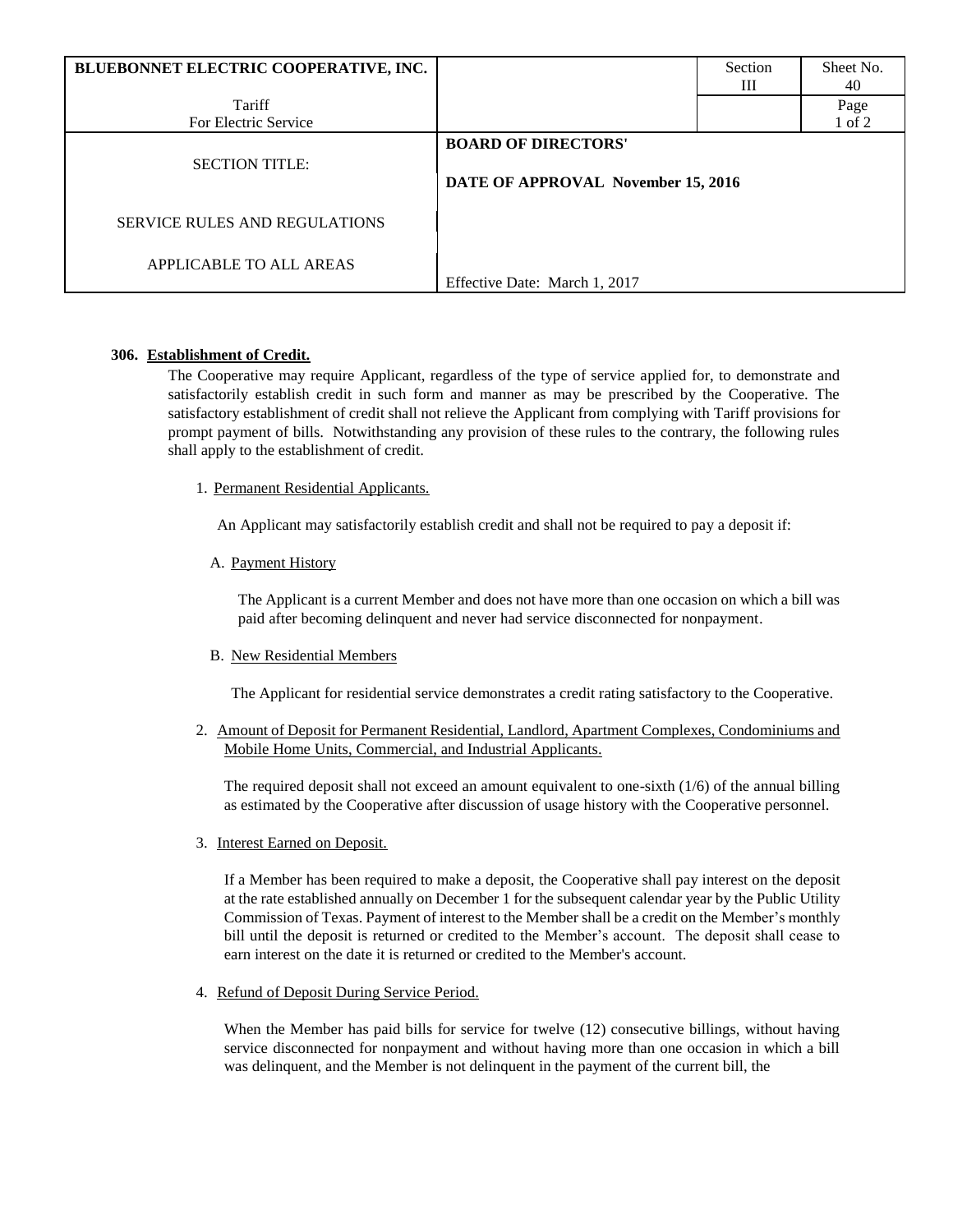| BLUEBONNET ELECTRIC COOPERATIVE, INC. | | Section III | Sheet No. 40 |
|---|---|---|---|
| Tariff For Electric Service | | | Page 1 of 2 |
| SECTION TITLE: SERVICE RULES AND REGULATIONS APPLICABLE TO ALL AREAS | **BOARD OF DIRECTORS' DATE OF APPROVAL November 15, 2016** Effective Date: March 1, 2017 | | |

**306. Establishment of Credit.**

The Cooperative may require Applicant, regardless of the type of service applied for, to demonstrate and satisfactorily establish credit in such form and manner as may be prescribed by the Cooperative. The satisfactory establishment of credit shall not relieve the Applicant from complying with Tariff provisions for prompt payment of bills. Notwithstanding any provision of these rules to the contrary, the following rules shall apply to the establishment of credit.

1. Permanent Residential Applicants.

   An Applicant may satisfactorily establish credit and shall not be required to pay a deposit if:

   A. Payment History

   The Applicant is a current Member and does not have more than one occasion on which a bill was paid after becoming delinquent and never had service disconnected for nonpayment.

   B. New Residential Members

   The Applicant for residential service demonstrates a credit rating satisfactory to the Cooperative.

2. Amount of Deposit for Permanent Residential, Landlord, Apartment Complexes, Condominiums and Mobile Home Units, Commercial, and Industrial Applicants.

   The required deposit shall not exceed an amount equivalent to one-sixth (1/6) of the annual billing as estimated by the Cooperative after discussion of usage history with the Cooperative personnel.

3. Interest Earned on Deposit.

   If a Member has been required to make a deposit, the Cooperative shall pay interest on the deposit at the rate established annually on December 1 for the subsequent calendar year by the Public Utility Commission of Texas. Payment of interest to the Member shall be a credit on the Member's monthly bill until the deposit is returned or credited to the Member's account. The deposit shall cease to earn interest on the date it is returned or credited to the Member's account.

4. Refund of Deposit During Service Period.

   When the Member has paid bills for service for twelve (12) consecutive billings, without having service disconnected for nonpayment and without having more than one occasion in which a bill was delinquent, and the Member is not delinquent in the payment of the current bill, the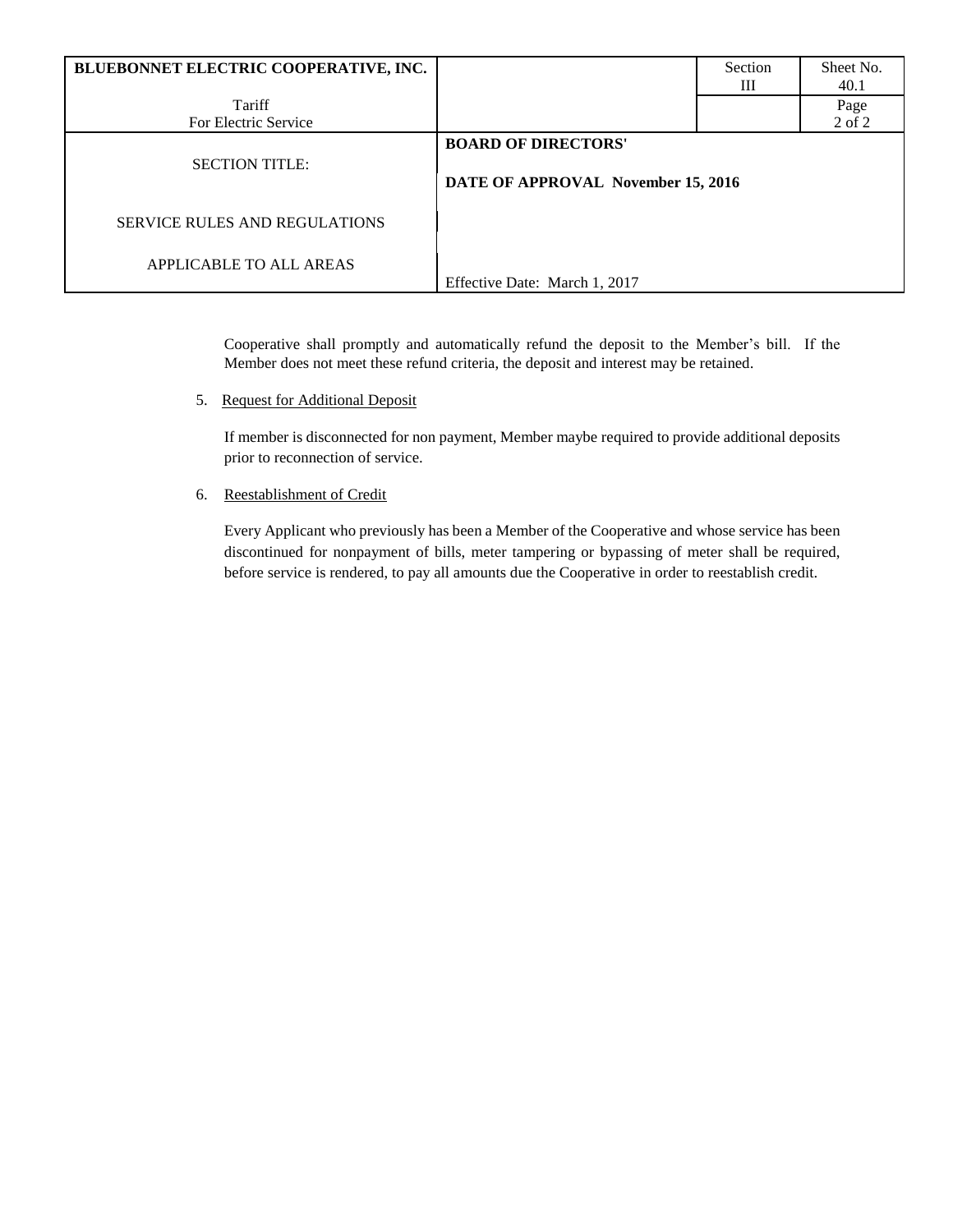Cooperative shall promptly and automatically refund the deposit to the Member's bill. If the Member does not meet these refund criteria, the deposit and interest may be retained.

5. Request for Additional Deposit

   If member is disconnected for non payment, Member maybe required to provide additional deposits prior to reconnection of service.

6. Reestablishment of Credit

   Every Applicant who previously has been a Member of the Cooperative and whose service has been discontinued for nonpayment of bills, meter tampering or bypassing of meter shall be required, before service is rendered, to pay all amounts due the Cooperative in order to reestablish credit.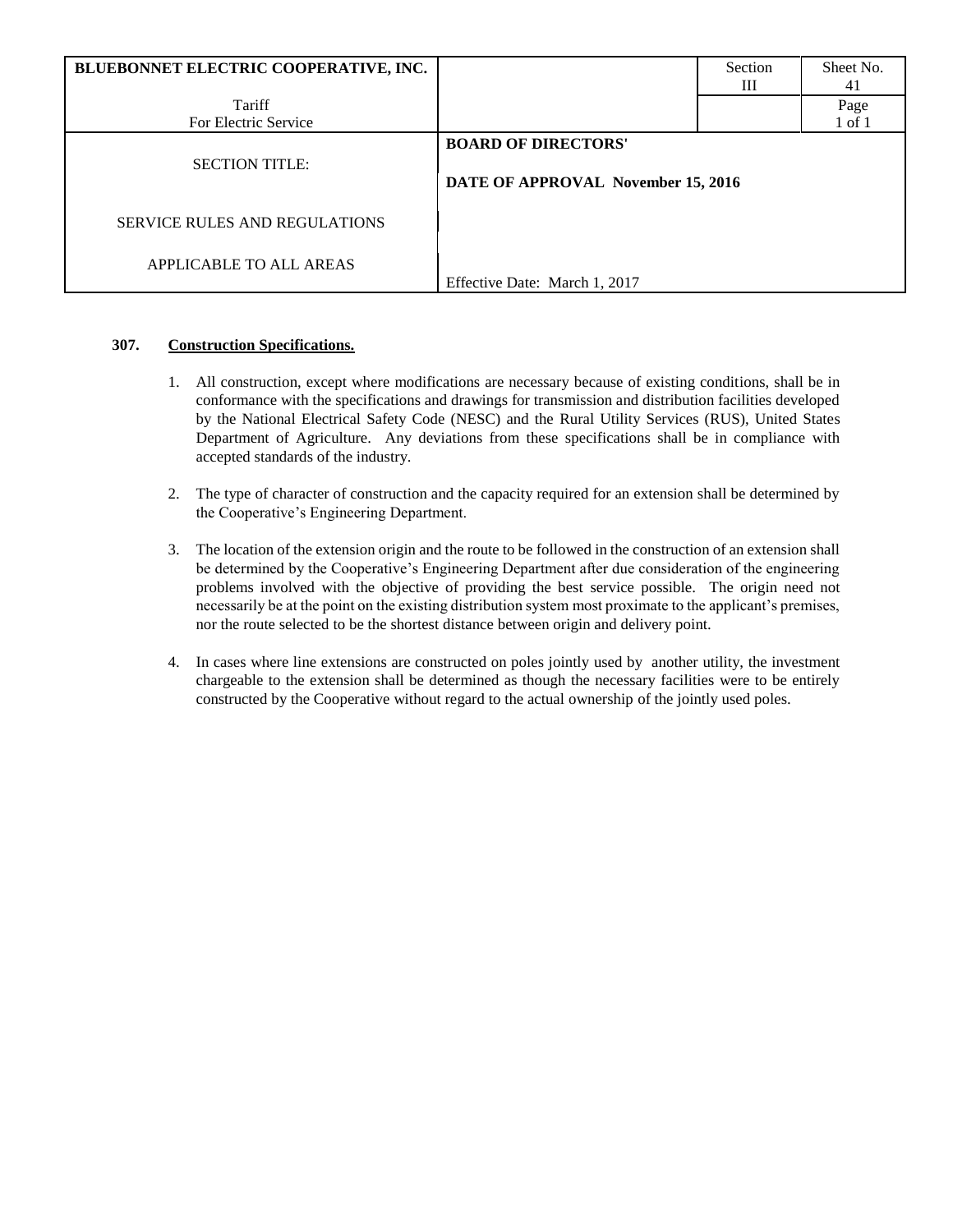| BLUEBONNET ELECTRIC COOPERATIVE, INC. | | Section III | Sheet No. 41 |
|---|---|---|---|
| Tariff For Electric Service | | | Page 1 of 1 |
| SECTION TITLE: SERVICE RULES AND REGULATIONS APPLICABLE TO ALL AREAS | **BOARD OF DIRECTORS'** **DATE OF APPROVAL November 15, 2016** Effective Date: March 1, 2017 | | |

**307. Construction Specifications.**

1. All construction, except where modifications are necessary because of existing conditions, shall be in conformance with the specifications and drawings for transmission and distribution facilities developed by the National Electrical Safety Code (NESC) and the Rural Utility Services (RUS), United States Department of Agriculture. Any deviations from these specifications shall be in compliance with accepted standards of the industry.

2. The type of character of construction and the capacity required for an extension shall be determined by the Cooperative's Engineering Department.

3. The location of the extension origin and the route to be followed in the construction of an extension shall be determined by the Cooperative's Engineering Department after due consideration of the engineering problems involved with the objective of providing the best service possible. The origin need not necessarily be at the point on the existing distribution system most proximate to the applicant's premises, nor the route selected to be the shortest distance between origin and delivery point.

4. In cases where line extensions are constructed on poles jointly used by another utility, the investment chargeable to the extension shall be determined as though the necessary facilities were to be entirely constructed by the Cooperative without regard to the actual ownership of the jointly used poles.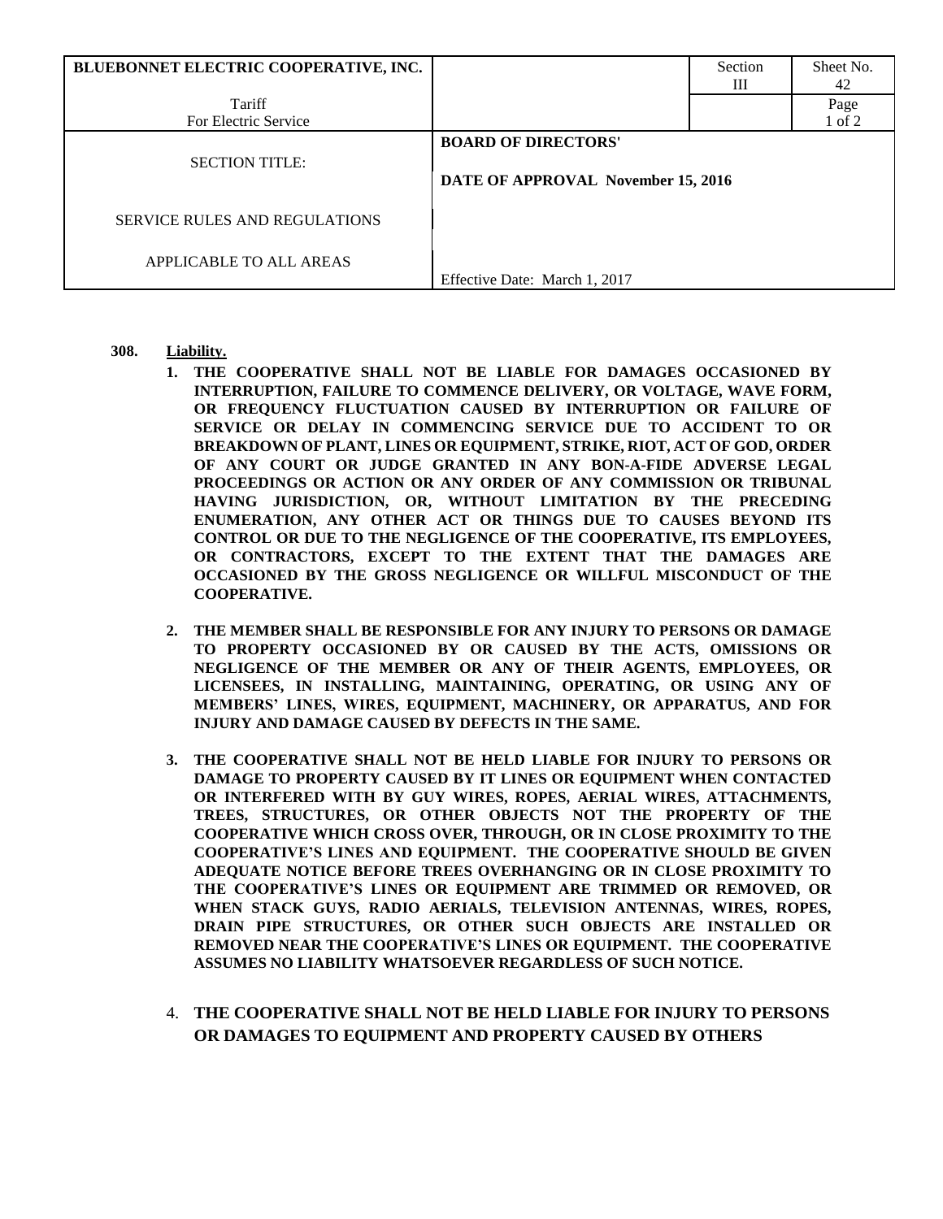| BLUEBONNET ELECTRIC COOPERATIVE, INC. | | Section III | Sheet No. 42 |
|---|---|---|---|
| Tariff For Electric Service | | | Page 1 of 2 |
| SECTION TITLE: SERVICE RULES AND REGULATIONS APPLICABLE TO ALL AREAS | **BOARD OF DIRECTORS'** **DATE OF APPROVAL November 15, 2016** Effective Date: March 1, 2017 | | |

**308. Liability.**

1. **THE COOPERATIVE SHALL NOT BE LIABLE FOR DAMAGES OCCASIONED BY INTERRUPTION, FAILURE TO COMMENCE DELIVERY, OR VOLTAGE, WAVE FORM, OR FREQUENCY FLUCTUATION CAUSED BY INTERRUPTION OR FAILURE OF SERVICE OR DELAY IN COMMENCING SERVICE DUE TO ACCIDENT TO OR BREAKDOWN OF PLANT, LINES OR EQUIPMENT, STRIKE, RIOT, ACT OF GOD, ORDER OF ANY COURT OR JUDGE GRANTED IN ANY BON-A-FIDE ADVERSE LEGAL PROCEEDINGS OR ACTION OR ANY ORDER OF ANY COMMISSION OR TRIBUNAL HAVING JURISDICTION, OR, WITHOUT LIMITATION BY THE PRECEDING ENUMERATION, ANY OTHER ACT OR THINGS DUE TO CAUSES BEYOND ITS CONTROL OR DUE TO THE NEGLIGENCE OF THE COOPERATIVE, ITS EMPLOYEES, OR CONTRACTORS, EXCEPT TO THE EXTENT THAT THE DAMAGES ARE OCCASIONED BY THE GROSS NEGLIGENCE OR WILLFUL MISCONDUCT OF THE COOPERATIVE.**

2. **THE MEMBER SHALL BE RESPONSIBLE FOR ANY INJURY TO PERSONS OR DAMAGE TO PROPERTY OCCASIONED BY OR CAUSED BY THE ACTS, OMISSIONS OR NEGLIGENCE OF THE MEMBER OR ANY OF THEIR AGENTS, EMPLOYEES, OR LICENSEES, IN INSTALLING, MAINTAINING, OPERATING, OR USING ANY OF MEMBERS' LINES, WIRES, EQUIPMENT, MACHINERY, OR APPARATUS, AND FOR INJURY AND DAMAGE CAUSED BY DEFECTS IN THE SAME.**

3. **THE COOPERATIVE SHALL NOT BE HELD LIABLE FOR INJURY TO PERSONS OR DAMAGE TO PROPERTY CAUSED BY IT LINES OR EQUIPMENT WHEN CONTACTED OR INTERFERED WITH BY GUY WIRES, ROPES, AERIAL WIRES, ATTACHMENTS, TREES, STRUCTURES, OR OTHER OBJECTS NOT THE PROPERTY OF THE COOPERATIVE WHICH CROSS OVER, THROUGH, OR IN CLOSE PROXIMITY TO THE COOPERATIVE'S LINES AND EQUIPMENT. THE COOPERATIVE SHOULD BE GIVEN ADEQUATE NOTICE BEFORE TREES OVERHANGING OR IN CLOSE PROXIMITY TO THE COOPERATIVE'S LINES OR EQUIPMENT ARE TRIMMED OR REMOVED, OR WHEN STACK GUYS, RADIO AERIALS, TELEVISION ANTENNAS, WIRES, ROPES, DRAIN PIPE STRUCTURES, OR OTHER SUCH OBJECTS ARE INSTALLED OR REMOVED NEAR THE COOPERATIVE'S LINES OR EQUIPMENT. THE COOPERATIVE ASSUMES NO LIABILITY WHATSOEVER REGARDLESS OF SUCH NOTICE.**

4. **THE COOPERATIVE SHALL NOT BE HELD LIABLE FOR INJURY TO PERSONS OR DAMAGES TO EQUIPMENT AND PROPERTY CAUSED BY OTHERS**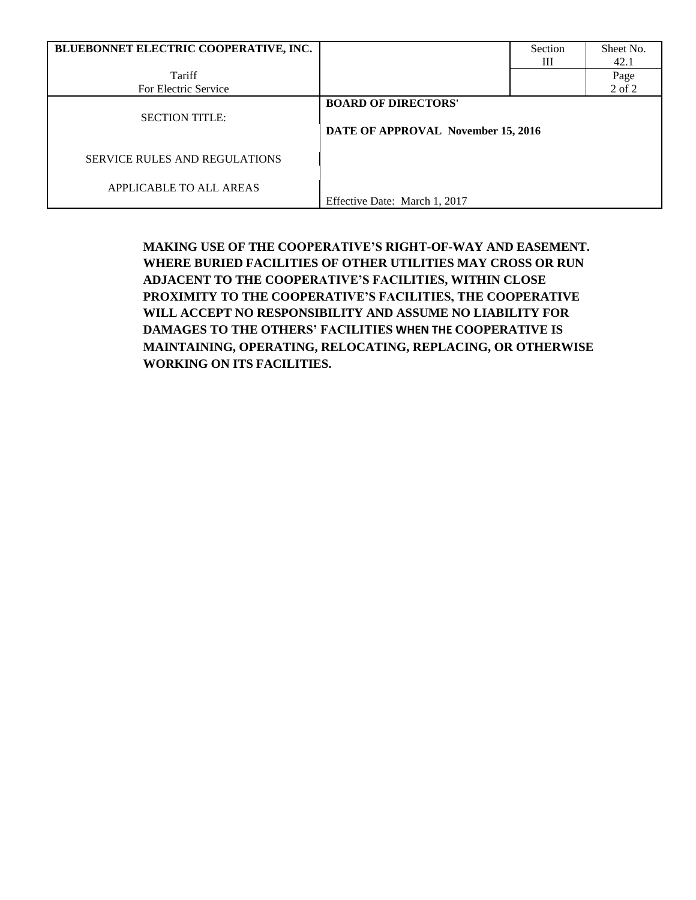**MAKING USE OF THE COOPERATIVE'S RIGHT-OF-WAY AND EASEMENT. WHERE BURIED FACILITIES OF OTHER UTILITIES MAY CROSS OR RUN ADJACENT TO THE COOPERATIVE'S FACILITIES, WITHIN CLOSE PROXIMITY TO THE COOPERATIVE'S FACILITIES, THE COOPERATIVE WILL ACCEPT NO RESPONSIBILITY AND ASSUME NO LIABILITY FOR DAMAGES TO THE OTHERS' FACILITIES WHEN THE COOPERATIVE IS MAINTAINING, OPERATING, RELOCATING, REPLACING, OR OTHERWISE WORKING ON ITS FACILITIES.**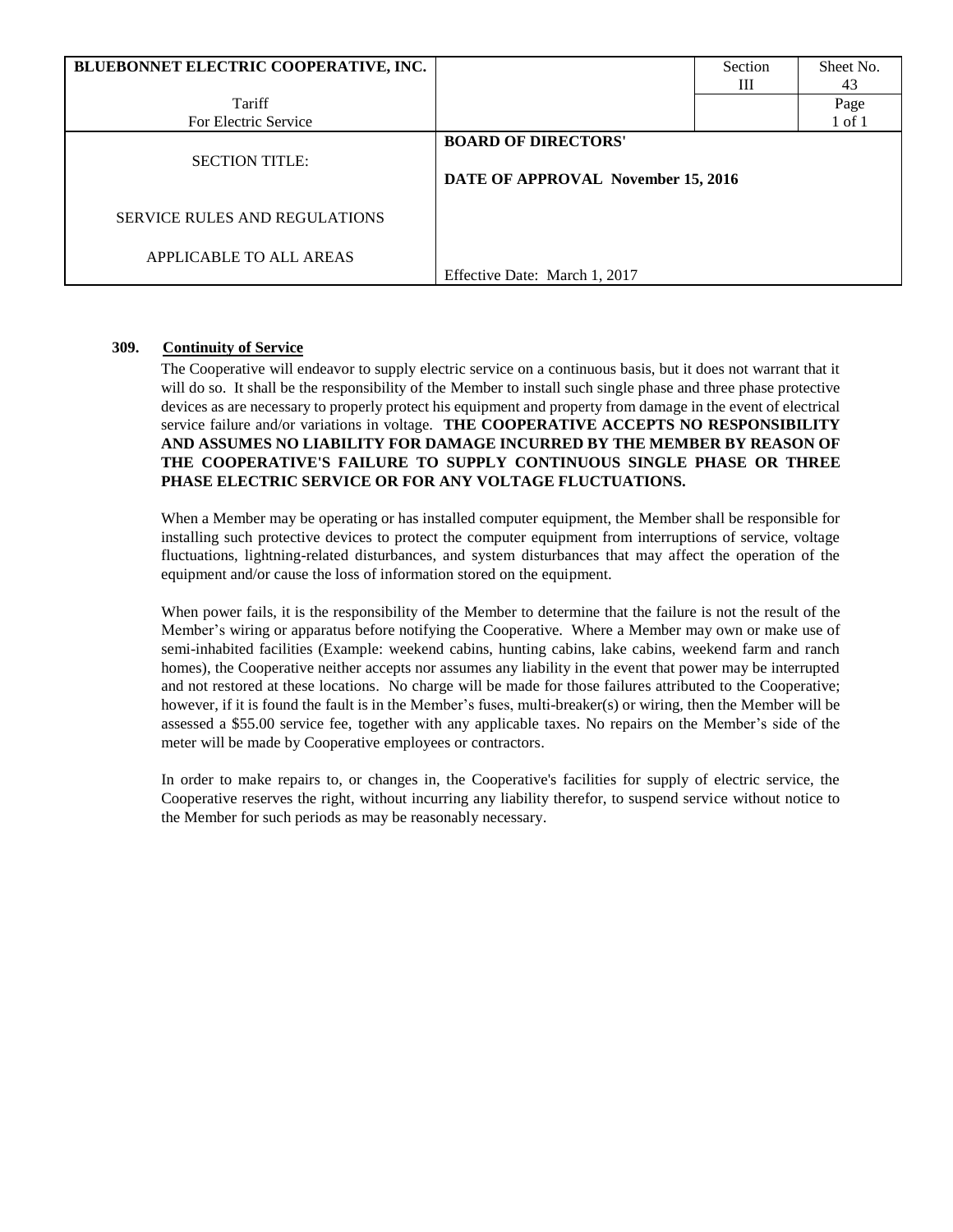| BLUEBONNET ELECTRIC COOPERATIVE, INC. | | Section III | Sheet No. 43 |
|---|---|---|---|
| Tariff For Electric Service | | | Page 1 of 1 |
| SECTION TITLE: SERVICE RULES AND REGULATIONS APPLICABLE TO ALL AREAS | **BOARD OF DIRECTORS' DATE OF APPROVAL November 15, 2016** Effective Date: March 1, 2017 | | |

**309. Continuity of Service**

The Cooperative will endeavor to supply electric service on a continuous basis, but it does not warrant that it will do so. It shall be the responsibility of the Member to install such single phase and three phase protective devices as are necessary to properly protect his equipment and property from damage in the event of electrical service failure and/or variations in voltage. **THE COOPERATIVE ACCEPTS NO RESPONSIBILITY AND ASSUMES NO LIABILITY FOR DAMAGE INCURRED BY THE MEMBER BY REASON OF THE COOPERATIVE'S FAILURE TO SUPPLY CONTINUOUS SINGLE PHASE OR THREE PHASE ELECTRIC SERVICE OR FOR ANY VOLTAGE FLUCTUATIONS.**

When a Member may be operating or has installed computer equipment, the Member shall be responsible for installing such protective devices to protect the computer equipment from interruptions of service, voltage fluctuations, lightning-related disturbances, and system disturbances that may affect the operation of the equipment and/or cause the loss of information stored on the equipment.

When power fails, it is the responsibility of the Member to determine that the failure is not the result of the Member's wiring or apparatus before notifying the Cooperative. Where a Member may own or make use of semi-inhabited facilities (Example: weekend cabins, hunting cabins, lake cabins, weekend farm and ranch homes), the Cooperative neither accepts nor assumes any liability in the event that power may be interrupted and not restored at these locations. No charge will be made for those failures attributed to the Cooperative; however, if it is found the fault is in the Member's fuses, multi-breaker(s) or wiring, then the Member will be assessed a $55.00 service fee, together with any applicable taxes. No repairs on the Member's side of the meter will be made by Cooperative employees or contractors.

In order to make repairs to, or changes in, the Cooperative's facilities for supply of electric service, the Cooperative reserves the right, without incurring any liability therefor, to suspend service without notice to the Member for such periods as may be reasonably necessary.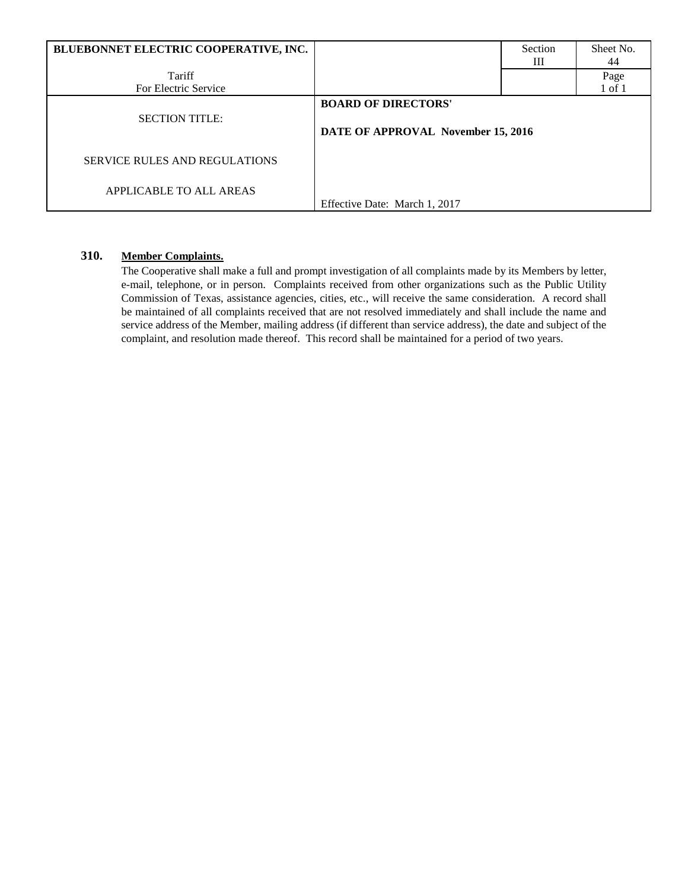| BLUEBONNET ELECTRIC COOPERATIVE, INC. | | Section III | Sheet No. 44 |
|---|---|---|---|
| Tariff For Electric Service | | | Page 1 of 1 |
| SECTION TITLE: | **BOARD OF DIRECTORS'** | | |
| | **DATE OF APPROVAL November 15, 2016** | | |
| SERVICE RULES AND REGULATIONS | | | |
| APPLICABLE TO ALL AREAS | Effective Date: March 1, 2017 | | |

**310. Member Complaints.**

The Cooperative shall make a full and prompt investigation of all complaints made by its Members by letter, e-mail, telephone, or in person. Complaints received from other organizations such as the Public Utility Commission of Texas, assistance agencies, cities, etc., will receive the same consideration. A record shall be maintained of all complaints received that are not resolved immediately and shall include the name and service address of the Member, mailing address (if different than service address), the date and subject of the complaint, and resolution made thereof. This record shall be maintained for a period of two years.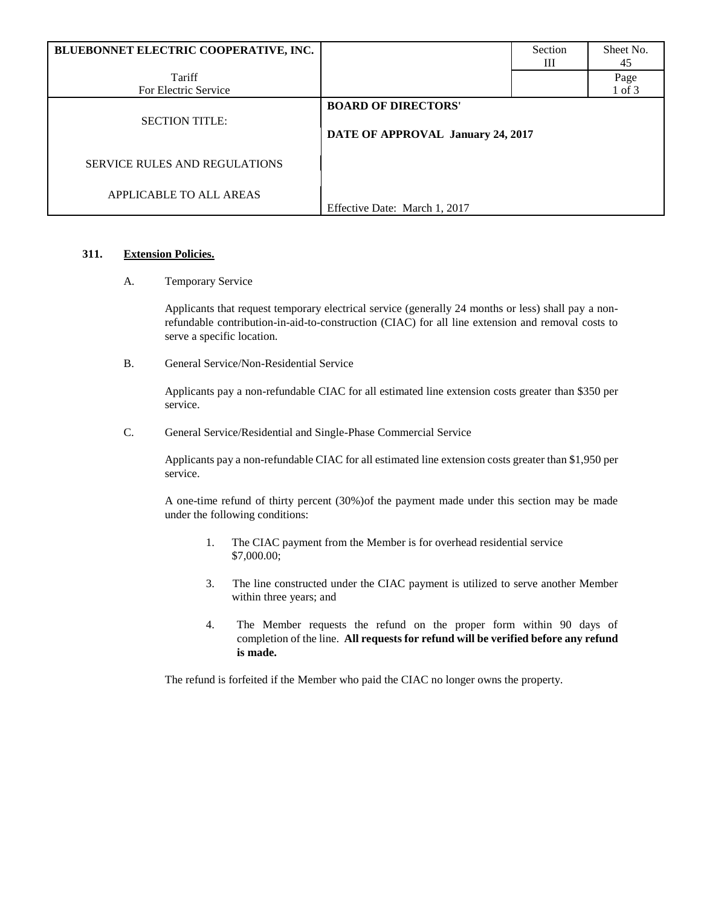| BLUEBONNET ELECTRIC COOPERATIVE, INC. | | Section III | Sheet No. 45 |
|---|---|---|---|
| Tariff For Electric Service | | | Page 1 of 3 |
| SECTION TITLE: SERVICE RULES AND REGULATIONS APPLICABLE TO ALL AREAS | **BOARD OF DIRECTORS' DATE OF APPROVAL January 24, 2017** Effective Date: March 1, 2017 | | |

**311.** **Extension Policies.**

A. Temporary Service

Applicants that request temporary electrical service (generally 24 months or less) shall pay a non-refundable contribution-in-aid-to-construction (CIAC) for all line extension and removal costs to serve a specific location.

B. General Service/Non-Residential Service

Applicants pay a non-refundable CIAC for all estimated line extension costs greater than $350 per service.

C. General Service/Residential and Single-Phase Commercial Service

Applicants pay a non-refundable CIAC for all estimated line extension costs greater than $1,950 per service.

A one-time refund of thirty percent (30%)of the payment made under this section may be made under the following conditions:

1. The CIAC payment from the Member is for overhead residential service $7,000.00;

3. The line constructed under the CIAC payment is utilized to serve another Member within three years; and

4. The Member requests the refund on the proper form within 90 days of completion of the line. **All requests for refund will be verified before any refund is made.**

The refund is forfeited if the Member who paid the CIAC no longer owns the property.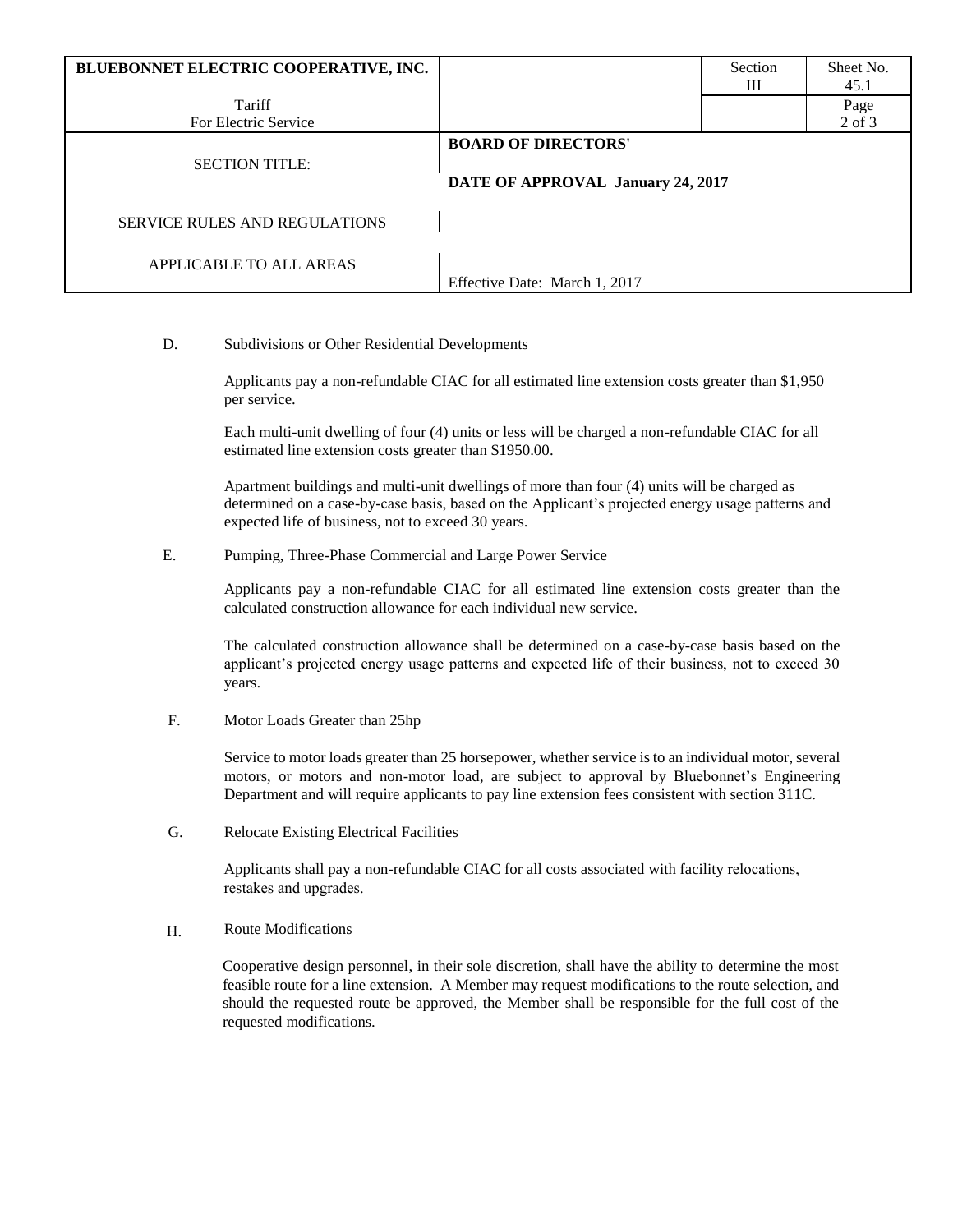D. Subdivisions or Other Residential Developments

Applicants pay a non-refundable CIAC for all estimated line extension costs greater than $1,950 per service.

Each multi-unit dwelling of four (4) units or less will be charged a non-refundable CIAC for all estimated line extension costs greater than $1950.00.

Apartment buildings and multi-unit dwellings of more than four (4) units will be charged as determined on a case-by-case basis, based on the Applicant's projected energy usage patterns and expected life of business, not to exceed 30 years.

E. Pumping, Three-Phase Commercial and Large Power Service

Applicants pay a non-refundable CIAC for all estimated line extension costs greater than the calculated construction allowance for each individual new service.

The calculated construction allowance shall be determined on a case-by-case basis based on the applicant's projected energy usage patterns and expected life of their business, not to exceed 30 years.

F. Motor Loads Greater than 25hp

Service to motor loads greater than 25 horsepower, whether service is to an individual motor, several motors, or motors and non-motor load, are subject to approval by Bluebonnet's Engineering Department and will require applicants to pay line extension fees consistent with section 311C.

G. Relocate Existing Electrical Facilities

Applicants shall pay a non-refundable CIAC for all costs associated with facility relocations, restakes and upgrades.

H. Route Modifications

Cooperative design personnel, in their sole discretion, shall have the ability to determine the most feasible route for a line extension. A Member may request modifications to the route selection, and should the requested route be approved, the Member shall be responsible for the full cost of the requested modifications.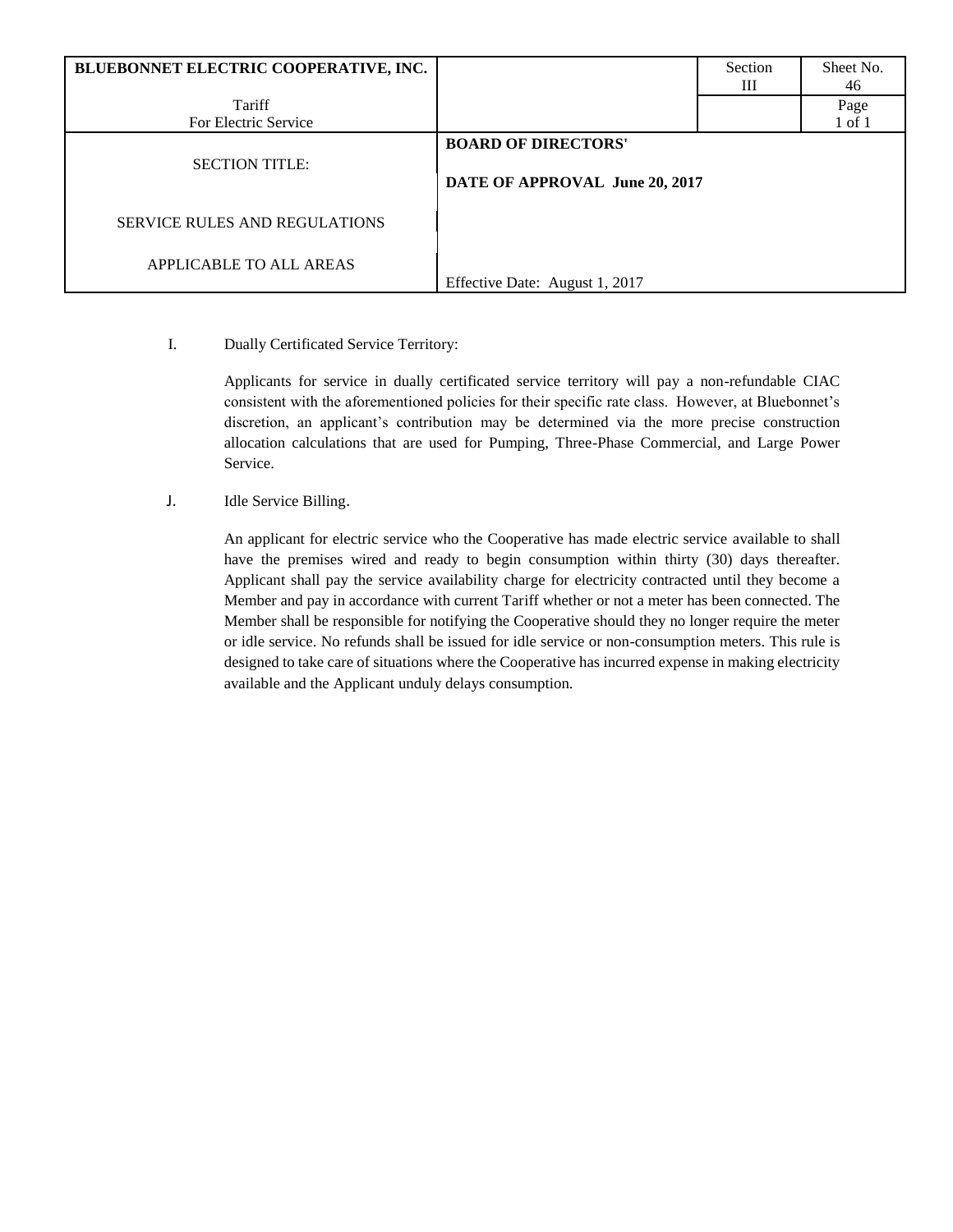| BLUEBONNET ELECTRIC COOPERATIVE, INC. | | Section III | Sheet No. 46 |
|---|---|---|---|
| Tariff For Electric Service | | | Page 1 of 1 |
| SECTION TITLE: SERVICE RULES AND REGULATIONS APPLICABLE TO ALL AREAS | **BOARD OF DIRECTORS'** **DATE OF APPROVAL June 20, 2017** Effective Date: August 1, 2017 | | |

I. Dually Certificated Service Territory:

Applicants for service in dually certificated service territory will pay a non-refundable CIAC consistent with the aforementioned policies for their specific rate class. However, at Bluebonnet's discretion, an applicant's contribution may be determined via the more precise construction allocation calculations that are used for Pumping, Three-Phase Commercial, and Large Power Service.

J. Idle Service Billing.

An applicant for electric service who the Cooperative has made electric service available to shall have the premises wired and ready to begin consumption within thirty (30) days thereafter. Applicant shall pay the service availability charge for electricity contracted until they become a Member and pay in accordance with current Tariff whether or not a meter has been connected. The Member shall be responsible for notifying the Cooperative should they no longer require the meter or idle service. No refunds shall be issued for idle service or non-consumption meters. This rule is designed to take care of situations where the Cooperative has incurred expense in making electricity available and the Applicant unduly delays consumption.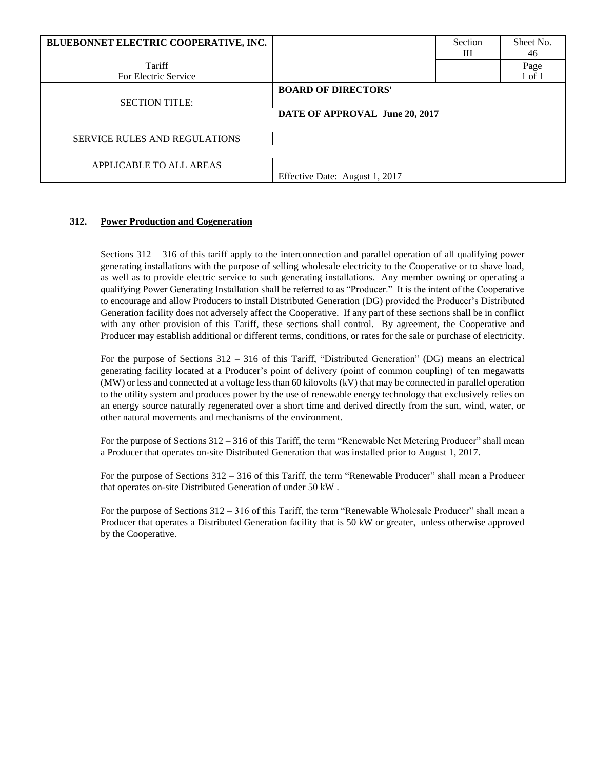| BLUEBONNET ELECTRIC COOPERATIVE, INC. | | Section III | Sheet No. 46 |
|---|---|---|---|
| Tariff For Electric Service | | | Page 1 of 1 |
| SECTION TITLE: SERVICE RULES AND REGULATIONS APPLICABLE TO ALL AREAS | **BOARD OF DIRECTORS' DATE OF APPROVAL June 20, 2017** Effective Date: August 1, 2017 | | |

## 312. Power Production and Cogeneration

Sections 312 – 316 of this tariff apply to the interconnection and parallel operation of all qualifying power generating installations with the purpose of selling wholesale electricity to the Cooperative or to shave load, as well as to provide electric service to such generating installations. Any member owning or operating a qualifying Power Generating Installation shall be referred to as "Producer." It is the intent of the Cooperative to encourage and allow Producers to install Distributed Generation (DG) provided the Producer's Distributed Generation facility does not adversely affect the Cooperative. If any part of these sections shall be in conflict with any other provision of this Tariff, these sections shall control. By agreement, the Cooperative and Producer may establish additional or different terms, conditions, or rates for the sale or purchase of electricity.

For the purpose of Sections 312 – 316 of this Tariff, "Distributed Generation" (DG) means an electrical generating facility located at a Producer's point of delivery (point of common coupling) of ten megawatts (MW) or less and connected at a voltage less than 60 kilovolts (kV) that may be connected in parallel operation to the utility system and produces power by the use of renewable energy technology that exclusively relies on an energy source naturally regenerated over a short time and derived directly from the sun, wind, water, or other natural movements and mechanisms of the environment.

For the purpose of Sections 312 – 316 of this Tariff, the term "Renewable Net Metering Producer" shall mean a Producer that operates on-site Distributed Generation that was installed prior to August 1, 2017.

For the purpose of Sections 312 – 316 of this Tariff, the term "Renewable Producer" shall mean a Producer that operates on-site Distributed Generation of under 50 kW .

For the purpose of Sections 312 – 316 of this Tariff, the term "Renewable Wholesale Producer" shall mean a Producer that operates a Distributed Generation facility that is 50 kW or greater, unless otherwise approved by the Cooperative.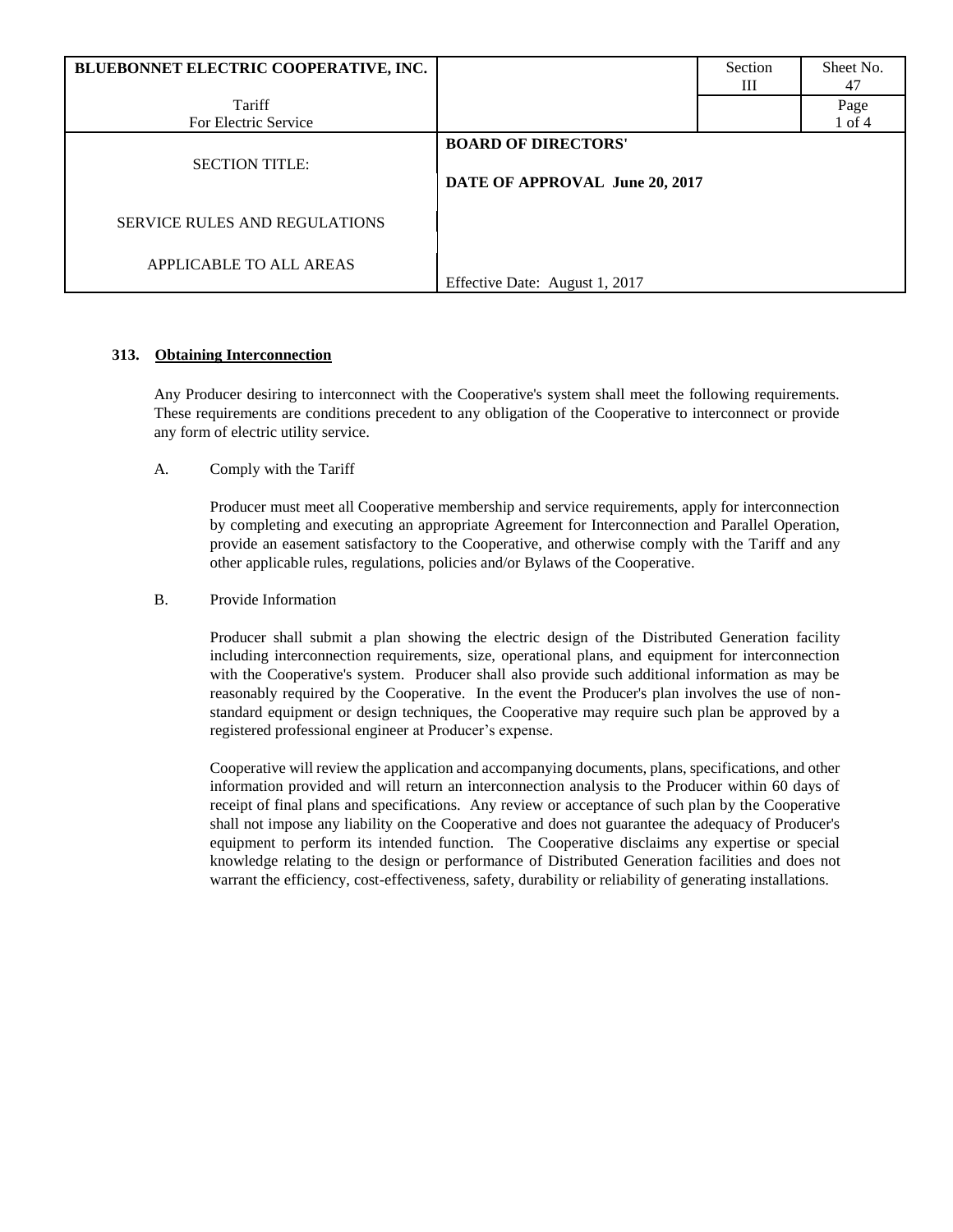### 313. Obtaining Interconnection

Any Producer desiring to interconnect with the Cooperative's system shall meet the following requirements. These requirements are conditions precedent to any obligation of the Cooperative to interconnect or provide any form of electric utility service.

A. Comply with the Tariff

Producer must meet all Cooperative membership and service requirements, apply for interconnection by completing and executing an appropriate Agreement for Interconnection and Parallel Operation, provide an easement satisfactory to the Cooperative, and otherwise comply with the Tariff and any other applicable rules, regulations, policies and/or Bylaws of the Cooperative.

B. Provide Information

Producer shall submit a plan showing the electric design of the Distributed Generation facility including interconnection requirements, size, operational plans, and equipment for interconnection with the Cooperative's system. Producer shall also provide such additional information as may be reasonably required by the Cooperative. In the event the Producer's plan involves the use of non-standard equipment or design techniques, the Cooperative may require such plan be approved by a registered professional engineer at Producer's expense.

Cooperative will review the application and accompanying documents, plans, specifications, and other information provided and will return an interconnection analysis to the Producer within 60 days of receipt of final plans and specifications. Any review or acceptance of such plan by the Cooperative shall not impose any liability on the Cooperative and does not guarantee the adequacy of Producer's equipment to perform its intended function. The Cooperative disclaims any expertise or special knowledge relating to the design or performance of Distributed Generation facilities and does not warrant the efficiency, cost-effectiveness, safety, durability or reliability of generating installations.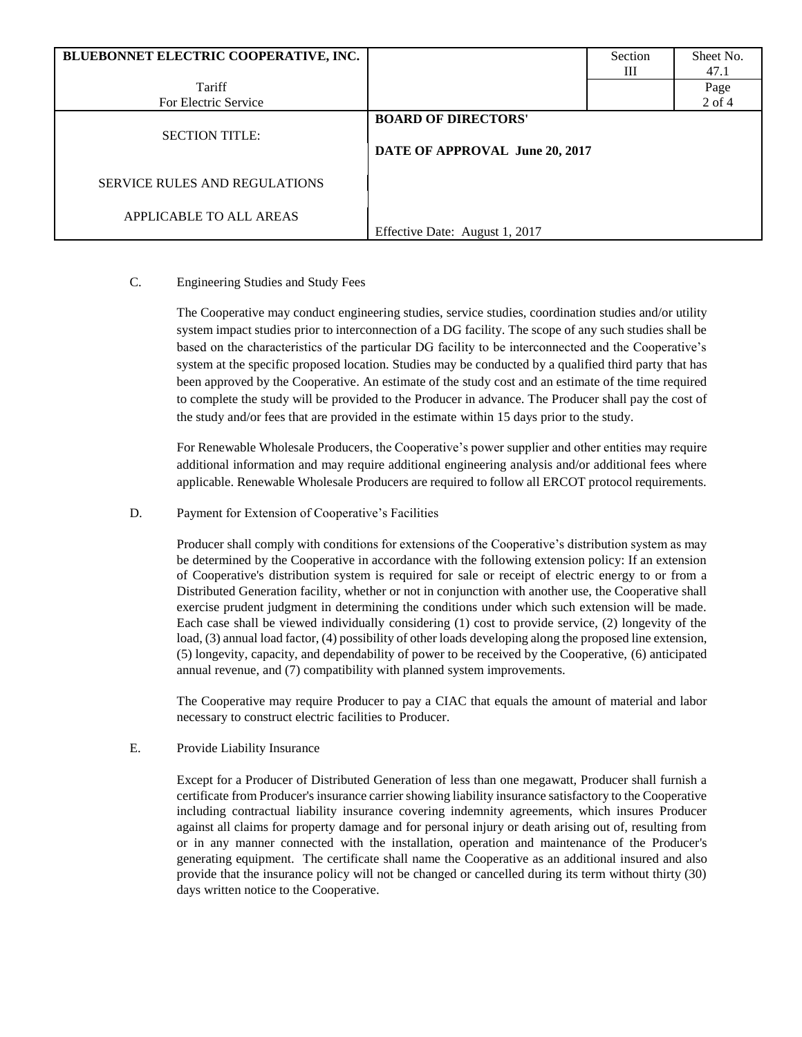C. Engineering Studies and Study Fees

The Cooperative may conduct engineering studies, service studies, coordination studies and/or utility system impact studies prior to interconnection of a DG facility. The scope of any such studies shall be based on the characteristics of the particular DG facility to be interconnected and the Cooperative's system at the specific proposed location. Studies may be conducted by a qualified third party that has been approved by the Cooperative. An estimate of the study cost and an estimate of the time required to complete the study will be provided to the Producer in advance. The Producer shall pay the cost of the study and/or fees that are provided in the estimate within 15 days prior to the study.

For Renewable Wholesale Producers, the Cooperative's power supplier and other entities may require additional information and may require additional engineering analysis and/or additional fees where applicable. Renewable Wholesale Producers are required to follow all ERCOT protocol requirements.

D. Payment for Extension of Cooperative's Facilities

Producer shall comply with conditions for extensions of the Cooperative's distribution system as may be determined by the Cooperative in accordance with the following extension policy: If an extension of Cooperative's distribution system is required for sale or receipt of electric energy to or from a Distributed Generation facility, whether or not in conjunction with another use, the Cooperative shall exercise prudent judgment in determining the conditions under which such extension will be made. Each case shall be viewed individually considering (1) cost to provide service, (2) longevity of the load, (3) annual load factor, (4) possibility of other loads developing along the proposed line extension, (5) longevity, capacity, and dependability of power to be received by the Cooperative, (6) anticipated annual revenue, and (7) compatibility with planned system improvements.

The Cooperative may require Producer to pay a CIAC that equals the amount of material and labor necessary to construct electric facilities to Producer.

E. Provide Liability Insurance

Except for a Producer of Distributed Generation of less than one megawatt, Producer shall furnish a certificate from Producer's insurance carrier showing liability insurance satisfactory to the Cooperative including contractual liability insurance covering indemnity agreements, which insures Producer against all claims for property damage and for personal injury or death arising out of, resulting from or in any manner connected with the installation, operation and maintenance of the Producer's generating equipment. The certificate shall name the Cooperative as an additional insured and also provide that the insurance policy will not be changed or cancelled during its term without thirty (30) days written notice to the Cooperative.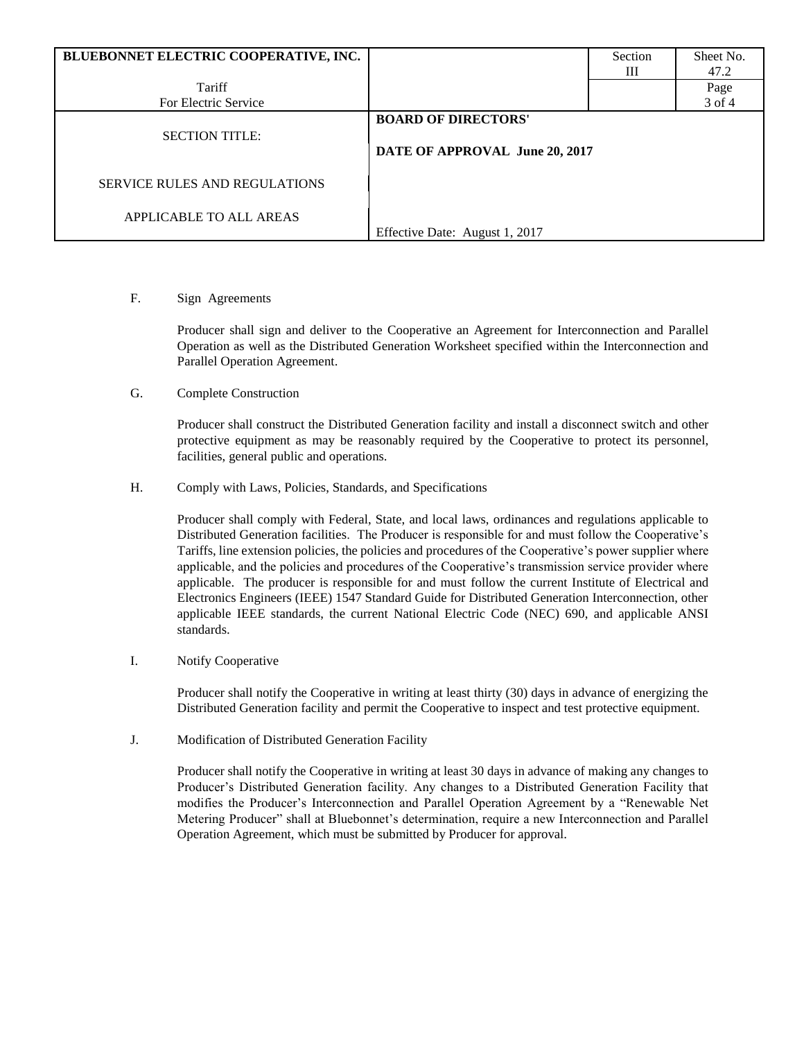F. Sign Agreements

Producer shall sign and deliver to the Cooperative an Agreement for Interconnection and Parallel Operation as well as the Distributed Generation Worksheet specified within the Interconnection and Parallel Operation Agreement.

G. Complete Construction

Producer shall construct the Distributed Generation facility and install a disconnect switch and other protective equipment as may be reasonably required by the Cooperative to protect its personnel, facilities, general public and operations.

H. Comply with Laws, Policies, Standards, and Specifications

Producer shall comply with Federal, State, and local laws, ordinances and regulations applicable to Distributed Generation facilities. The Producer is responsible for and must follow the Cooperative's Tariffs, line extension policies, the policies and procedures of the Cooperative's power supplier where applicable, and the policies and procedures of the Cooperative's transmission service provider where applicable. The producer is responsible for and must follow the current Institute of Electrical and Electronics Engineers (IEEE) 1547 Standard Guide for Distributed Generation Interconnection, other applicable IEEE standards, the current National Electric Code (NEC) 690, and applicable ANSI standards.

I. Notify Cooperative

Producer shall notify the Cooperative in writing at least thirty (30) days in advance of energizing the Distributed Generation facility and permit the Cooperative to inspect and test protective equipment.

J. Modification of Distributed Generation Facility

Producer shall notify the Cooperative in writing at least 30 days in advance of making any changes to Producer's Distributed Generation facility. Any changes to a Distributed Generation Facility that modifies the Producer's Interconnection and Parallel Operation Agreement by a "Renewable Net Metering Producer" shall at Bluebonnet's determination, require a new Interconnection and Parallel Operation Agreement, which must be submitted by Producer for approval.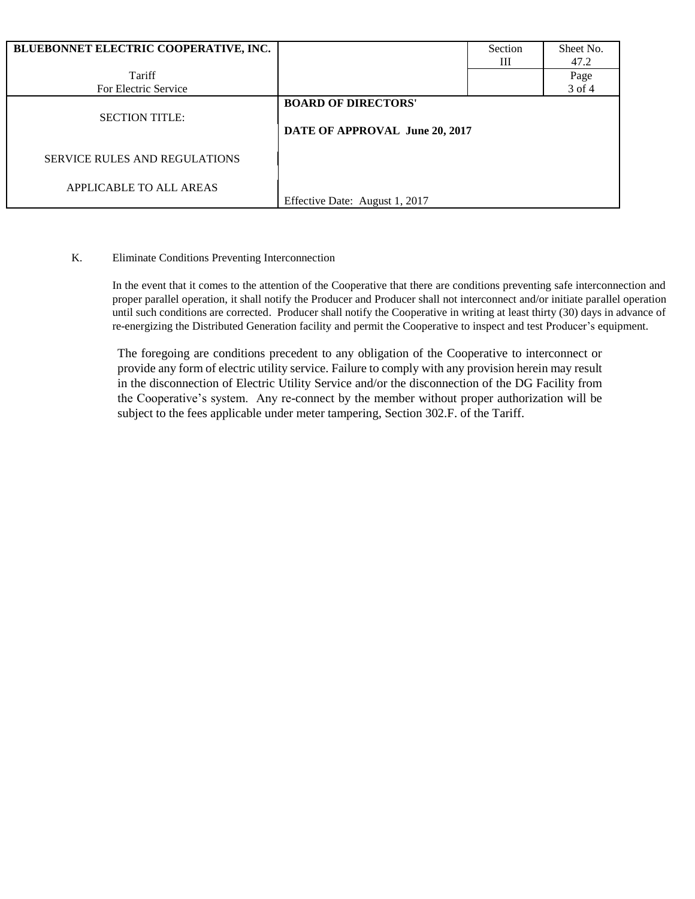| BLUEBONNET ELECTRIC COOPERATIVE, INC. | | Section III | Sheet No. 47.2 |
|---|---|---|---|
| Tariff For Electric Service | | | Page 3 of 4 |
| SECTION TITLE: SERVICE RULES AND REGULATIONS APPLICABLE TO ALL AREAS | **BOARD OF DIRECTORS'** **DATE OF APPROVAL June 20, 2017** Effective Date: August 1, 2017 | | |

K. Eliminate Conditions Preventing Interconnection

In the event that it comes to the attention of the Cooperative that there are conditions preventing safe interconnection and proper parallel operation, it shall notify the Producer and Producer shall not interconnect and/or initiate parallel operation until such conditions are corrected. Producer shall notify the Cooperative in writing at least thirty (30) days in advance of re-energizing the Distributed Generation facility and permit the Cooperative to inspect and test Producer's equipment.

The foregoing are conditions precedent to any obligation of the Cooperative to interconnect or provide any form of electric utility service. Failure to comply with any provision herein may result in the disconnection of Electric Utility Service and/or the disconnection of the DG Facility from the Cooperative's system. Any re-connect by the member without proper authorization will be subject to the fees applicable under meter tampering, Section 302.F. of the Tariff.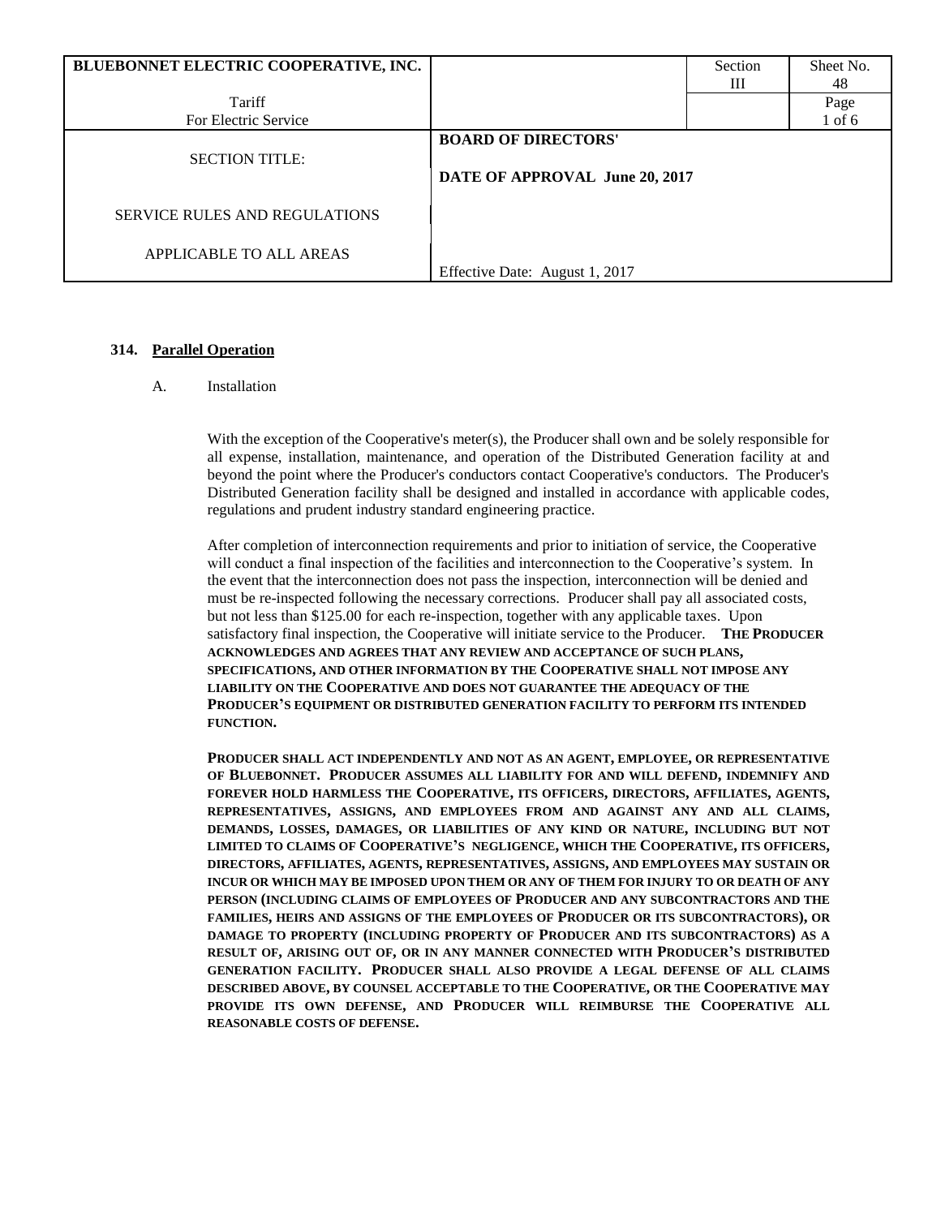| BLUEBONNET ELECTRIC COOPERATIVE, INC. | | Section III | Sheet No. 48 |
|---|---|---|---|
| Tariff For Electric Service | | | Page 1 of 6 |
| SECTION TITLE: SERVICE RULES AND REGULATIONS APPLICABLE TO ALL AREAS | **BOARD OF DIRECTORS' DATE OF APPROVAL June 20, 2017** Effective Date: August 1, 2017 | | |

### 314. Parallel Operation

A. Installation

With the exception of the Cooperative's meter(s), the Producer shall own and be solely responsible for all expense, installation, maintenance, and operation of the Distributed Generation facility at and beyond the point where the Producer's conductors contact Cooperative's conductors. The Producer's Distributed Generation facility shall be designed and installed in accordance with applicable codes, regulations and prudent industry standard engineering practice.

After completion of interconnection requirements and prior to initiation of service, the Cooperative will conduct a final inspection of the facilities and interconnection to the Cooperative's system. In the event that the interconnection does not pass the inspection, interconnection will be denied and must be re-inspected following the necessary corrections. Producer shall pay all associated costs, but not less than $125.00 for each re-inspection, together with any applicable taxes. Upon satisfactory final inspection, the Cooperative will initiate service to the Producer. **THE PRODUCER ACKNOWLEDGES AND AGREES THAT ANY REVIEW AND ACCEPTANCE OF SUCH PLANS, SPECIFICATIONS, AND OTHER INFORMATION BY THE COOPERATIVE SHALL NOT IMPOSE ANY LIABILITY ON THE COOPERATIVE AND DOES NOT GUARANTEE THE ADEQUACY OF THE PRODUCER'S EQUIPMENT OR DISTRIBUTED GENERATION FACILITY TO PERFORM ITS INTENDED FUNCTION.**

**PRODUCER SHALL ACT INDEPENDENTLY AND NOT AS AN AGENT, EMPLOYEE, OR REPRESENTATIVE OF BLUEBONNET. PRODUCER ASSUMES ALL LIABILITY FOR AND WILL DEFEND, INDEMNIFY AND FOREVER HOLD HARMLESS THE COOPERATIVE, ITS OFFICERS, DIRECTORS, AFFILIATES, AGENTS, REPRESENTATIVES, ASSIGNS, AND EMPLOYEES FROM AND AGAINST ANY AND ALL CLAIMS, DEMANDS, LOSSES, DAMAGES, OR LIABILITIES OF ANY KIND OR NATURE, INCLUDING BUT NOT LIMITED TO CLAIMS OF COOPERATIVE'S NEGLIGENCE, WHICH THE COOPERATIVE, ITS OFFICERS, DIRECTORS, AFFILIATES, AGENTS, REPRESENTATIVES, ASSIGNS, AND EMPLOYEES MAY SUSTAIN OR INCUR OR WHICH MAY BE IMPOSED UPON THEM OR ANY OF THEM FOR INJURY TO OR DEATH OF ANY PERSON (INCLUDING CLAIMS OF EMPLOYEES OF PRODUCER AND ANY SUBCONTRACTORS AND THE FAMILIES, HEIRS AND ASSIGNS OF THE EMPLOYEES OF PRODUCER OR ITS SUBCONTRACTORS), OR DAMAGE TO PROPERTY (INCLUDING PROPERTY OF PRODUCER AND ITS SUBCONTRACTORS) AS A RESULT OF, ARISING OUT OF, OR IN ANY MANNER CONNECTED WITH PRODUCER'S DISTRIBUTED GENERATION FACILITY. PRODUCER SHALL ALSO PROVIDE A LEGAL DEFENSE OF ALL CLAIMS DESCRIBED ABOVE, BY COUNSEL ACCEPTABLE TO THE COOPERATIVE, OR THE COOPERATIVE MAY PROVIDE ITS OWN DEFENSE, AND PRODUCER WILL REIMBURSE THE COOPERATIVE ALL REASONABLE COSTS OF DEFENSE.**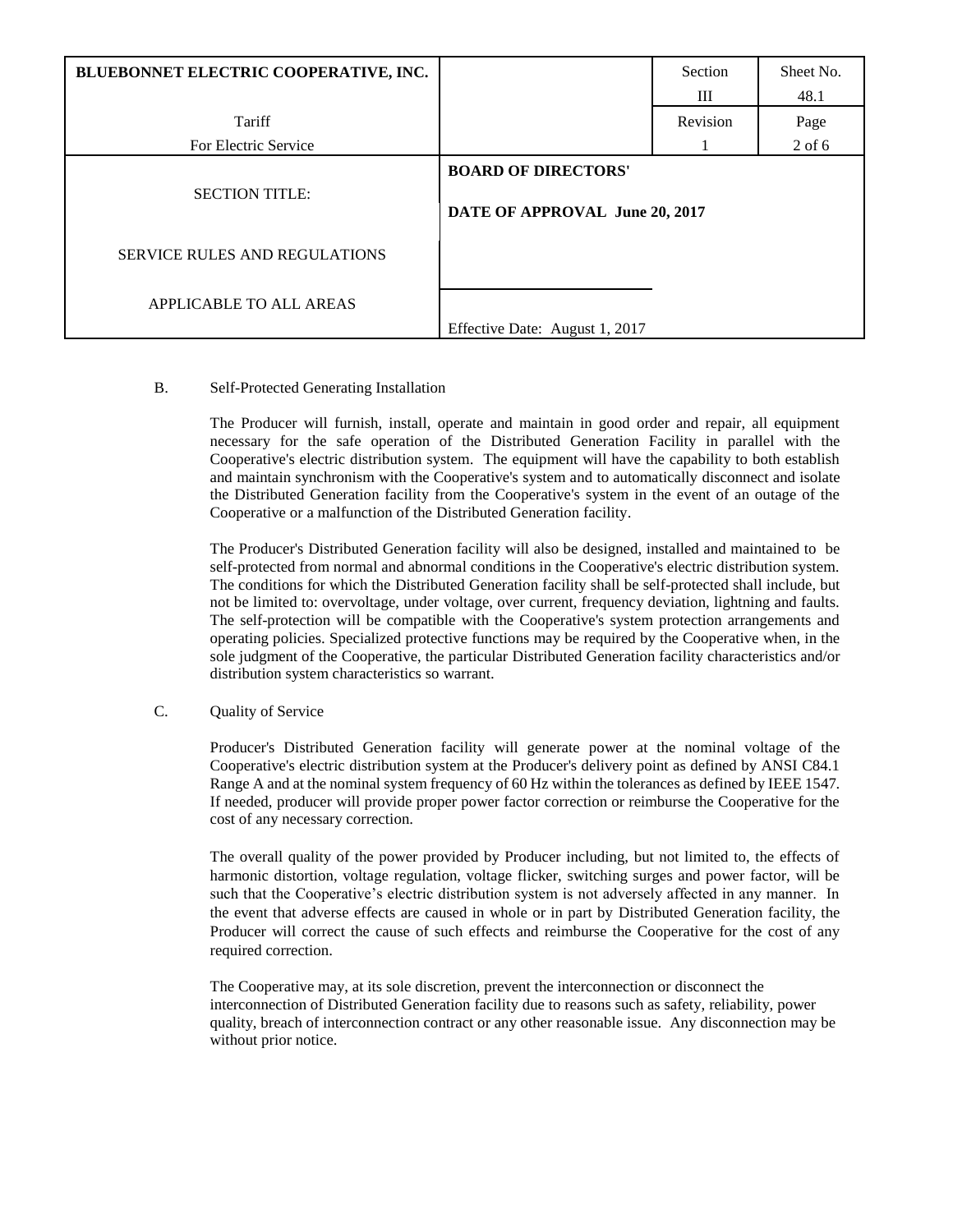| BLUEBONNET ELECTRIC COOPERATIVE, INC. | | Section III | Sheet No. 48.1 |
|---|---|---|---|
| Tariff For Electric Service | | Revision 1 | Page 2 of 6 |
| SECTION TITLE: SERVICE RULES AND REGULATIONS APPLICABLE TO ALL AREAS | **BOARD OF DIRECTORS' DATE OF APPROVAL June 20, 2017** Effective Date: August 1, 2017 | | |

B. Self-Protected Generating Installation

The Producer will furnish, install, operate and maintain in good order and repair, all equipment necessary for the safe operation of the Distributed Generation Facility in parallel with the Cooperative's electric distribution system. The equipment will have the capability to both establish and maintain synchronism with the Cooperative's system and to automatically disconnect and isolate the Distributed Generation facility from the Cooperative's system in the event of an outage of the Cooperative or a malfunction of the Distributed Generation facility.

The Producer's Distributed Generation facility will also be designed, installed and maintained to be self-protected from normal and abnormal conditions in the Cooperative's electric distribution system. The conditions for which the Distributed Generation facility shall be self-protected shall include, but not be limited to: overvoltage, under voltage, over current, frequency deviation, lightning and faults. The self-protection will be compatible with the Cooperative's system protection arrangements and operating policies. Specialized protective functions may be required by the Cooperative when, in the sole judgment of the Cooperative, the particular Distributed Generation facility characteristics and/or distribution system characteristics so warrant.

C. Quality of Service

Producer's Distributed Generation facility will generate power at the nominal voltage of the Cooperative's electric distribution system at the Producer's delivery point as defined by ANSI C84.1 Range A and at the nominal system frequency of 60 Hz within the tolerances as defined by IEEE 1547. If needed, producer will provide proper power factor correction or reimburse the Cooperative for the cost of any necessary correction.

The overall quality of the power provided by Producer including, but not limited to, the effects of harmonic distortion, voltage regulation, voltage flicker, switching surges and power factor, will be such that the Cooperative's electric distribution system is not adversely affected in any manner. In the event that adverse effects are caused in whole or in part by Distributed Generation facility, the Producer will correct the cause of such effects and reimburse the Cooperative for the cost of any required correction.

The Cooperative may, at its sole discretion, prevent the interconnection or disconnect the interconnection of Distributed Generation facility due to reasons such as safety, reliability, power quality, breach of interconnection contract or any other reasonable issue. Any disconnection may be without prior notice.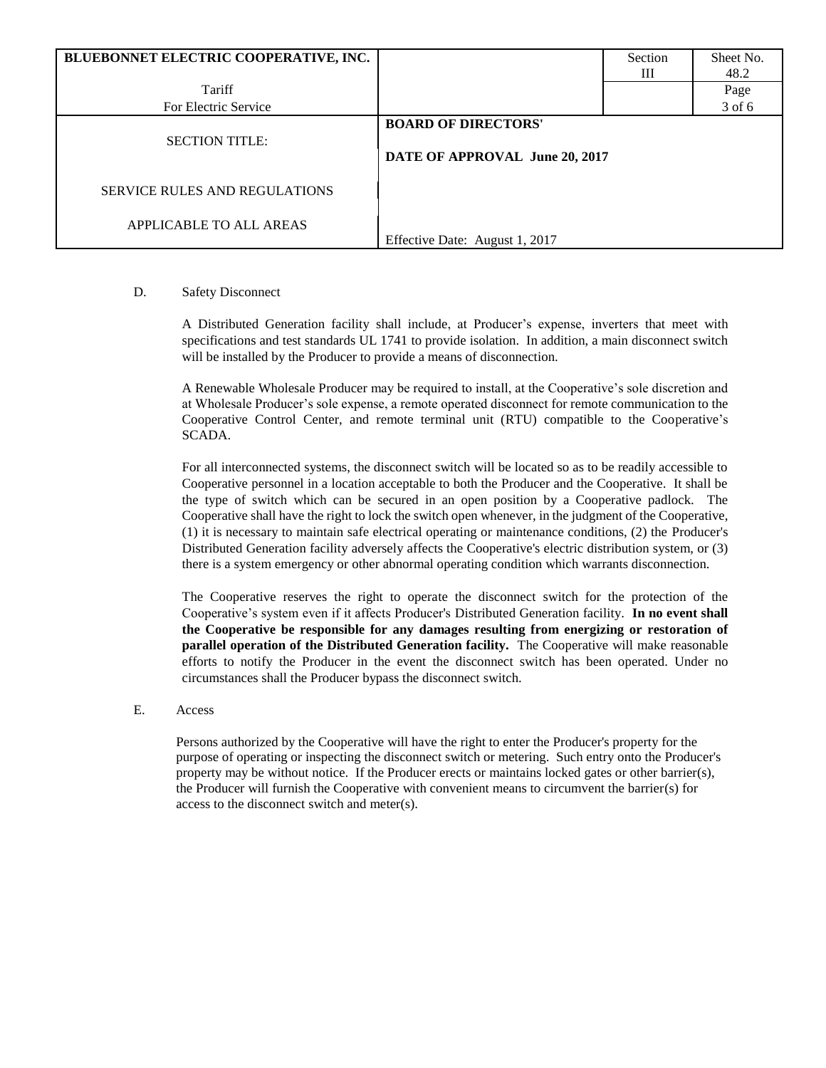D. Safety Disconnect

A Distributed Generation facility shall include, at Producer's expense, inverters that meet with specifications and test standards UL 1741 to provide isolation. In addition, a main disconnect switch will be installed by the Producer to provide a means of disconnection.

A Renewable Wholesale Producer may be required to install, at the Cooperative's sole discretion and at Wholesale Producer's sole expense, a remote operated disconnect for remote communication to the Cooperative Control Center, and remote terminal unit (RTU) compatible to the Cooperative's SCADA.

For all interconnected systems, the disconnect switch will be located so as to be readily accessible to Cooperative personnel in a location acceptable to both the Producer and the Cooperative. It shall be the type of switch which can be secured in an open position by a Cooperative padlock. The Cooperative shall have the right to lock the switch open whenever, in the judgment of the Cooperative, (1) it is necessary to maintain safe electrical operating or maintenance conditions, (2) the Producer's Distributed Generation facility adversely affects the Cooperative's electric distribution system, or (3) there is a system emergency or other abnormal operating condition which warrants disconnection.

The Cooperative reserves the right to operate the disconnect switch for the protection of the Cooperative's system even if it affects Producer's Distributed Generation facility. **In no event shall the Cooperative be responsible for any damages resulting from energizing or restoration of parallel operation of the Distributed Generation facility.** The Cooperative will make reasonable efforts to notify the Producer in the event the disconnect switch has been operated. Under no circumstances shall the Producer bypass the disconnect switch.

E. Access

Persons authorized by the Cooperative will have the right to enter the Producer's property for the purpose of operating or inspecting the disconnect switch or metering. Such entry onto the Producer's property may be without notice. If the Producer erects or maintains locked gates or other barrier(s), the Producer will furnish the Cooperative with convenient means to circumvent the barrier(s) for access to the disconnect switch and meter(s).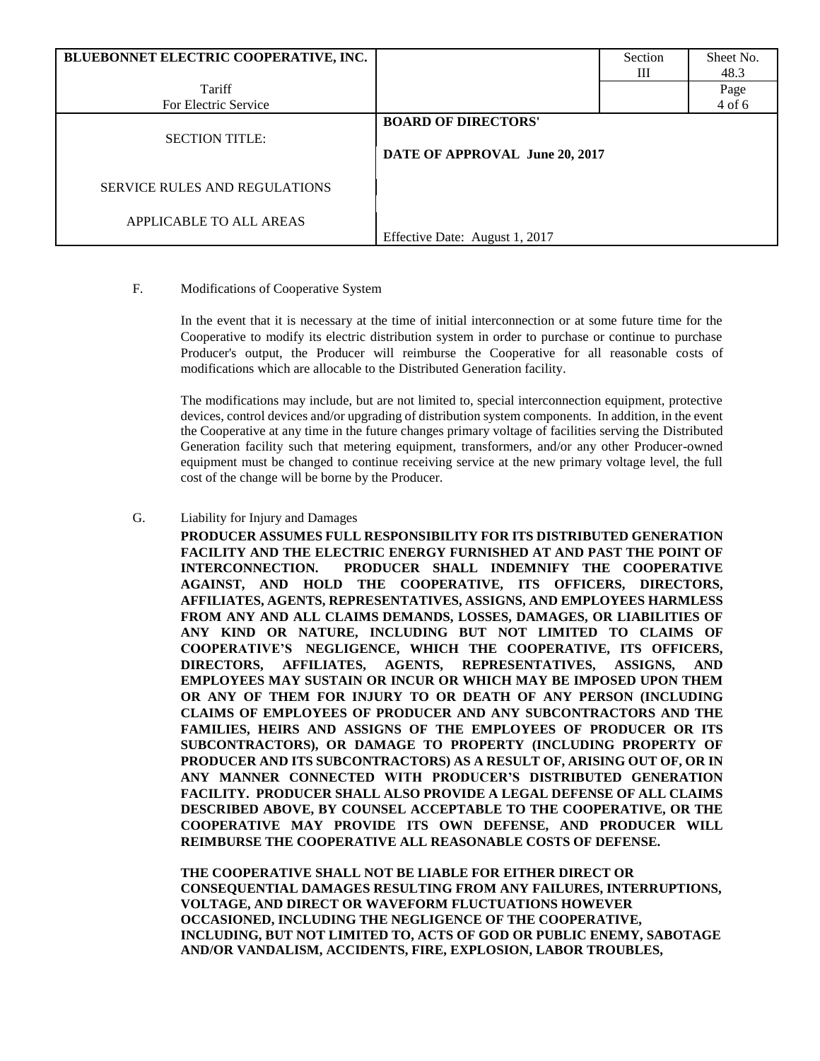F. Modifications of Cooperative System

In the event that it is necessary at the time of initial interconnection or at some future time for the Cooperative to modify its electric distribution system in order to purchase or continue to purchase Producer's output, the Producer will reimburse the Cooperative for all reasonable costs of modifications which are allocable to the Distributed Generation facility.

The modifications may include, but are not limited to, special interconnection equipment, protective devices, control devices and/or upgrading of distribution system components. In addition, in the event the Cooperative at any time in the future changes primary voltage of facilities serving the Distributed Generation facility such that metering equipment, transformers, and/or any other Producer-owned equipment must be changed to continue receiving service at the new primary voltage level, the full cost of the change will be borne by the Producer.

G. Liability for Injury and Damages

**PRODUCER ASSUMES FULL RESPONSIBILITY FOR ITS DISTRIBUTED GENERATION FACILITY AND THE ELECTRIC ENERGY FURNISHED AT AND PAST THE POINT OF INTERCONNECTION. PRODUCER SHALL INDEMNIFY THE COOPERATIVE AGAINST, AND HOLD THE COOPERATIVE, ITS OFFICERS, DIRECTORS, AFFILIATES, AGENTS, REPRESENTATIVES, ASSIGNS, AND EMPLOYEES HARMLESS FROM ANY AND ALL CLAIMS DEMANDS, LOSSES, DAMAGES, OR LIABILITIES OF ANY KIND OR NATURE, INCLUDING BUT NOT LIMITED TO CLAIMS OF COOPERATIVE'S NEGLIGENCE, WHICH THE COOPERATIVE, ITS OFFICERS, DIRECTORS, AFFILIATES, AGENTS, REPRESENTATIVES, ASSIGNS, AND EMPLOYEES MAY SUSTAIN OR INCUR OR WHICH MAY BE IMPOSED UPON THEM OR ANY OF THEM FOR INJURY TO OR DEATH OF ANY PERSON (INCLUDING CLAIMS OF EMPLOYEES OF PRODUCER AND ANY SUBCONTRACTORS AND THE FAMILIES, HEIRS AND ASSIGNS OF THE EMPLOYEES OF PRODUCER OR ITS SUBCONTRACTORS), OR DAMAGE TO PROPERTY (INCLUDING PROPERTY OF PRODUCER AND ITS SUBCONTRACTORS) AS A RESULT OF, ARISING OUT OF, OR IN ANY MANNER CONNECTED WITH PRODUCER'S DISTRIBUTED GENERATION FACILITY. PRODUCER SHALL ALSO PROVIDE A LEGAL DEFENSE OF ALL CLAIMS DESCRIBED ABOVE, BY COUNSEL ACCEPTABLE TO THE COOPERATIVE, OR THE COOPERATIVE MAY PROVIDE ITS OWN DEFENSE, AND PRODUCER WILL REIMBURSE THE COOPERATIVE ALL REASONABLE COSTS OF DEFENSE.**

**THE COOPERATIVE SHALL NOT BE LIABLE FOR EITHER DIRECT OR CONSEQUENTIAL DAMAGES RESULTING FROM ANY FAILURES, INTERRUPTIONS, VOLTAGE, AND DIRECT OR WAVEFORM FLUCTUATIONS HOWEVER OCCASIONED, INCLUDING THE NEGLIGENCE OF THE COOPERATIVE, INCLUDING, BUT NOT LIMITED TO, ACTS OF GOD OR PUBLIC ENEMY, SABOTAGE AND/OR VANDALISM, ACCIDENTS, FIRE, EXPLOSION, LABOR TROUBLES,**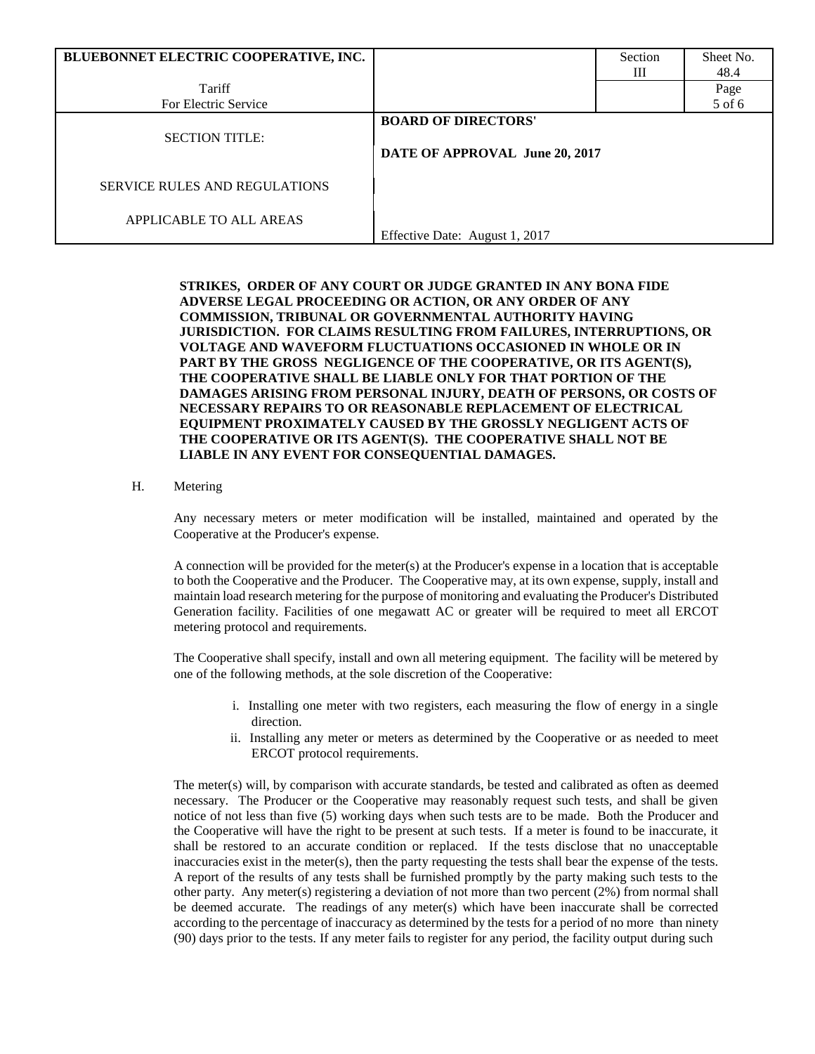**STRIKES, ORDER OF ANY COURT OR JUDGE GRANTED IN ANY BONA FIDE ADVERSE LEGAL PROCEEDING OR ACTION, OR ANY ORDER OF ANY COMMISSION, TRIBUNAL OR GOVERNMENTAL AUTHORITY HAVING JURISDICTION. FOR CLAIMS RESULTING FROM FAILURES, INTERRUPTIONS, OR VOLTAGE AND WAVEFORM FLUCTUATIONS OCCASIONED IN WHOLE OR IN PART BY THE GROSS NEGLIGENCE OF THE COOPERATIVE, OR ITS AGENT(S), THE COOPERATIVE SHALL BE LIABLE ONLY FOR THAT PORTION OF THE DAMAGES ARISING FROM PERSONAL INJURY, DEATH OF PERSONS, OR COSTS OF NECESSARY REPAIRS TO OR REASONABLE REPLACEMENT OF ELECTRICAL EQUIPMENT PROXIMATELY CAUSED BY THE GROSSLY NEGLIGENT ACTS OF THE COOPERATIVE OR ITS AGENT(S). THE COOPERATIVE SHALL NOT BE LIABLE IN ANY EVENT FOR CONSEQUENTIAL DAMAGES.**

H. Metering

Any necessary meters or meter modification will be installed, maintained and operated by the Cooperative at the Producer's expense.

A connection will be provided for the meter(s) at the Producer's expense in a location that is acceptable to both the Cooperative and the Producer. The Cooperative may, at its own expense, supply, install and maintain load research metering for the purpose of monitoring and evaluating the Producer's Distributed Generation facility. Facilities of one megawatt AC or greater will be required to meet all ERCOT metering protocol and requirements.

The Cooperative shall specify, install and own all metering equipment. The facility will be metered by one of the following methods, at the sole discretion of the Cooperative:

i. Installing one meter with two registers, each measuring the flow of energy in a single direction.
ii. Installing any meter or meters as determined by the Cooperative or as needed to meet ERCOT protocol requirements.

The meter(s) will, by comparison with accurate standards, be tested and calibrated as often as deemed necessary. The Producer or the Cooperative may reasonably request such tests, and shall be given notice of not less than five (5) working days when such tests are to be made. Both the Producer and the Cooperative will have the right to be present at such tests. If a meter is found to be inaccurate, it shall be restored to an accurate condition or replaced. If the tests disclose that no unacceptable inaccuracies exist in the meter(s), then the party requesting the tests shall bear the expense of the tests. A report of the results of any tests shall be furnished promptly by the party making such tests to the other party. Any meter(s) registering a deviation of not more than two percent (2%) from normal shall be deemed accurate. The readings of any meter(s) which have been inaccurate shall be corrected according to the percentage of inaccuracy as determined by the tests for a period of no more than ninety (90) days prior to the tests. If any meter fails to register for any period, the facility output during such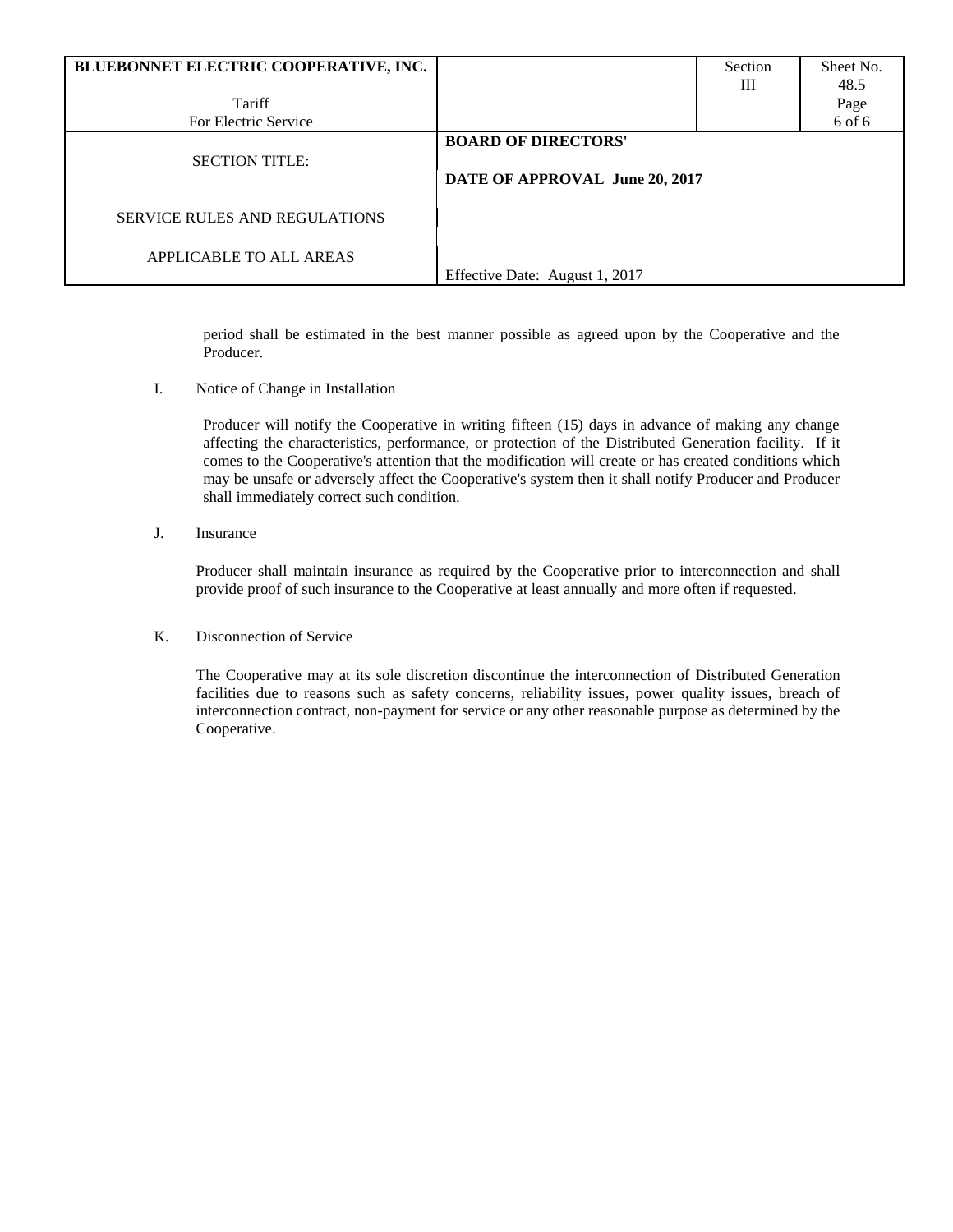period shall be estimated in the best manner possible as agreed upon by the Cooperative and the Producer.

I. Notice of Change in Installation

Producer will notify the Cooperative in writing fifteen (15) days in advance of making any change affecting the characteristics, performance, or protection of the Distributed Generation facility. If it comes to the Cooperative's attention that the modification will create or has created conditions which may be unsafe or adversely affect the Cooperative's system then it shall notify Producer and Producer shall immediately correct such condition.

J. Insurance

Producer shall maintain insurance as required by the Cooperative prior to interconnection and shall provide proof of such insurance to the Cooperative at least annually and more often if requested.

K. Disconnection of Service

The Cooperative may at its sole discretion discontinue the interconnection of Distributed Generation facilities due to reasons such as safety concerns, reliability issues, power quality issues, breach of interconnection contract, non-payment for service or any other reasonable purpose as determined by the Cooperative.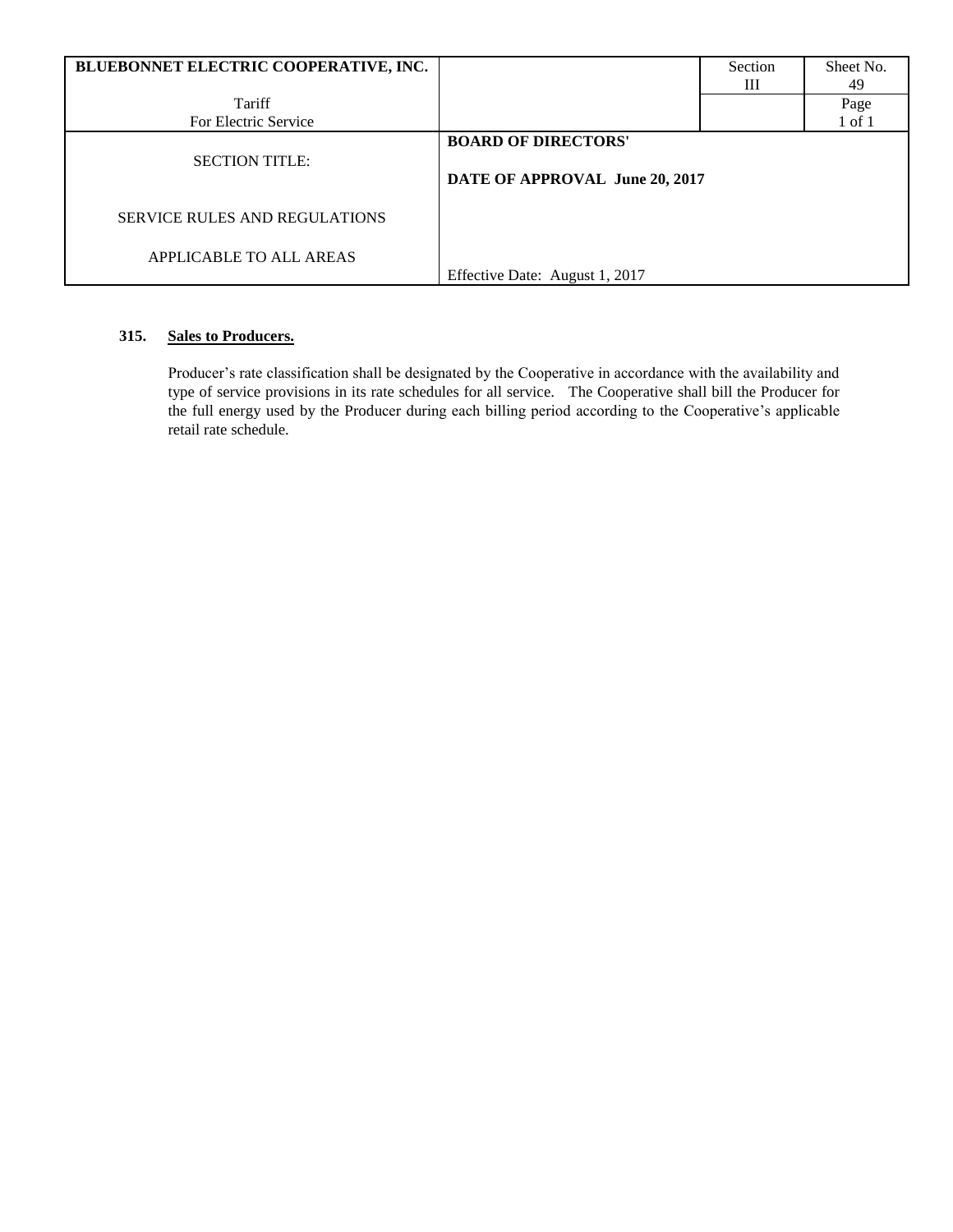| BLUEBONNET ELECTRIC COOPERATIVE, INC. | | Section III | Sheet No. 49 |
|---|---|---|---|
| Tariff For Electric Service | | | Page 1 of 1 |
| SECTION TITLE: SERVICE RULES AND REGULATIONS APPLICABLE TO ALL AREAS | **BOARD OF DIRECTORS' DATE OF APPROVAL June 20, 2017** Effective Date: August 1, 2017 | | |

**315. Sales to Producers.**

Producer's rate classification shall be designated by the Cooperative in accordance with the availability and type of service provisions in its rate schedules for all service. The Cooperative shall bill the Producer for the full energy used by the Producer during each billing period according to the Cooperative's applicable retail rate schedule.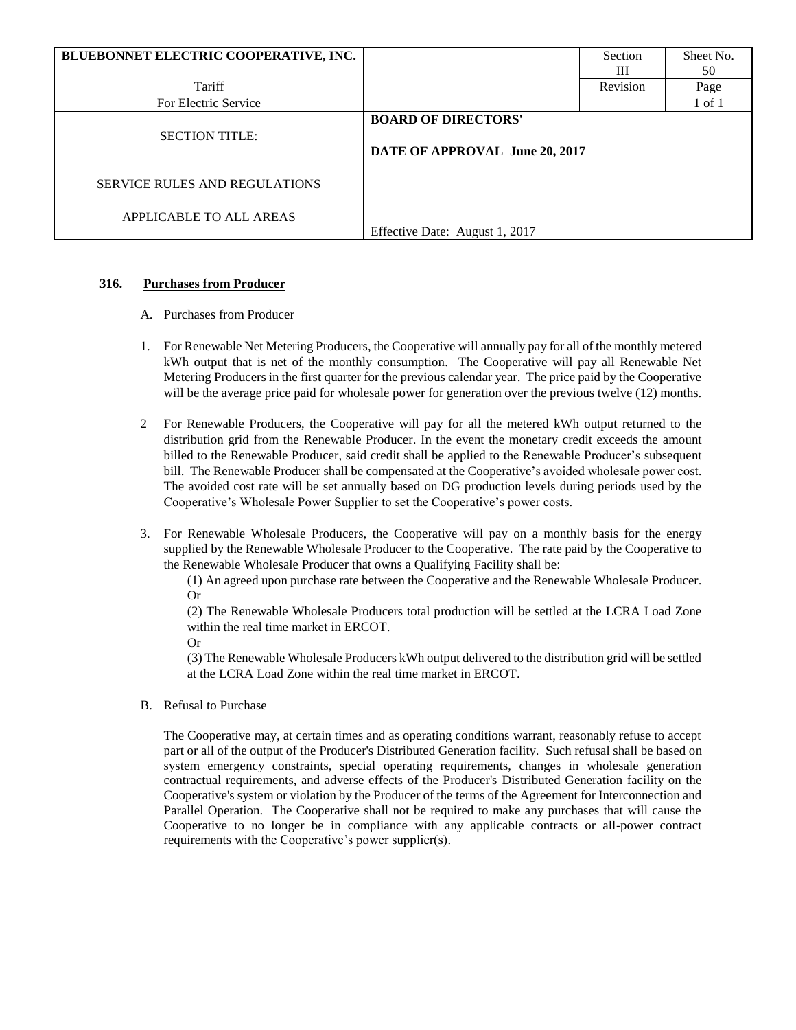| BLUEBONNET ELECTRIC COOPERATIVE, INC. | | Section III | Sheet No. 50 |
|---|---|---|---|
| Tariff For Electric Service | | Revision | Page 1 of 1 |
| SECTION TITLE: SERVICE RULES AND REGULATIONS APPLICABLE TO ALL AREAS | **BOARD OF DIRECTORS' DATE OF APPROVAL June 20, 2017** Effective Date: August 1, 2017 | | |

**316. Purchases from Producer**

A. Purchases from Producer

1. For Renewable Net Metering Producers, the Cooperative will annually pay for all of the monthly metered kWh output that is net of the monthly consumption. The Cooperative will pay all Renewable Net Metering Producers in the first quarter for the previous calendar year. The price paid by the Cooperative will be the average price paid for wholesale power for generation over the previous twelve (12) months.

2 For Renewable Producers, the Cooperative will pay for all the metered kWh output returned to the distribution grid from the Renewable Producer. In the event the monetary credit exceeds the amount billed to the Renewable Producer, said credit shall be applied to the Renewable Producer's subsequent bill. The Renewable Producer shall be compensated at the Cooperative's avoided wholesale power cost. The avoided cost rate will be set annually based on DG production levels during periods used by the Cooperative's Wholesale Power Supplier to set the Cooperative's power costs.

3. For Renewable Wholesale Producers, the Cooperative will pay on a monthly basis for the energy supplied by the Renewable Wholesale Producer to the Cooperative. The rate paid by the Cooperative to the Renewable Wholesale Producer that owns a Qualifying Facility shall be:

   (1) An agreed upon purchase rate between the Cooperative and the Renewable Wholesale Producer.
   Or
   (2) The Renewable Wholesale Producers total production will be settled at the LCRA Load Zone within the real time market in ERCOT.
   Or
   (3) The Renewable Wholesale Producers kWh output delivered to the distribution grid will be settled at the LCRA Load Zone within the real time market in ERCOT.

B. Refusal to Purchase

The Cooperative may, at certain times and as operating conditions warrant, reasonably refuse to accept part or all of the output of the Producer's Distributed Generation facility. Such refusal shall be based on system emergency constraints, special operating requirements, changes in wholesale generation contractual requirements, and adverse effects of the Producer's Distributed Generation facility on the Cooperative's system or violation by the Producer of the terms of the Agreement for Interconnection and Parallel Operation. The Cooperative shall not be required to make any purchases that will cause the Cooperative to no longer be in compliance with any applicable contracts or all-power contract requirements with the Cooperative's power supplier(s).